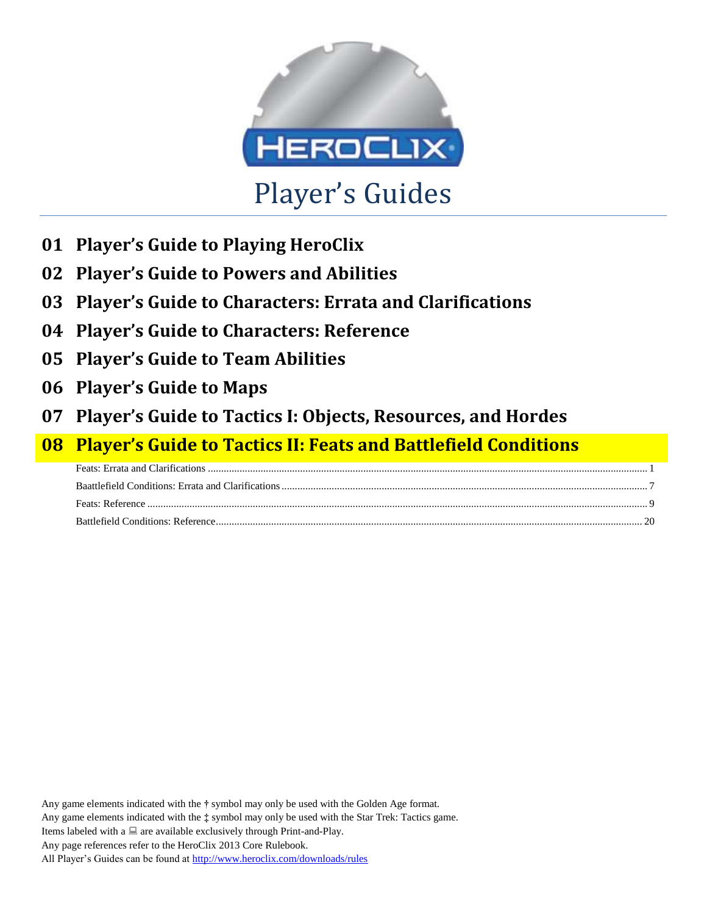# Player's Guides

## 01 Player's Guide to Playing HeroClix

## 02 Player's Guide to Powers and Abilities

## 03 Player's Guide to Characters: Errata and Clarifications

## 04 Player's Guide to Characters: Reference

## 05 Player's Guide to Team Abilities

## 06 Player's Guide to Maps

## 07 Player's Guide to Tactics I: Objects, Resources, and Hordes

## 08 Player's Guide to Tactics II: Feats and Battlefield Conditions

- Feats: Errata and Clarifications ........................................ 1
- Baattlefield Conditions: Errata and Clarifications ........................................ 7
- Feats: Reference ........................................ 9
- Battlefield Conditions: Reference ........................................ 20

Any game elements indicated with the † symbol may only be used with the Golden Age format.
Any game elements indicated with the ‡ symbol may only be used with the Star Trek: Tactics game.
Items labeled with a 💻 are available exclusively through Print-and-Play.
Any page references refer to the HeroClix 2013 Core Rulebook.
All Player's Guides can be found at http://www.heroclix.com/downloads/rules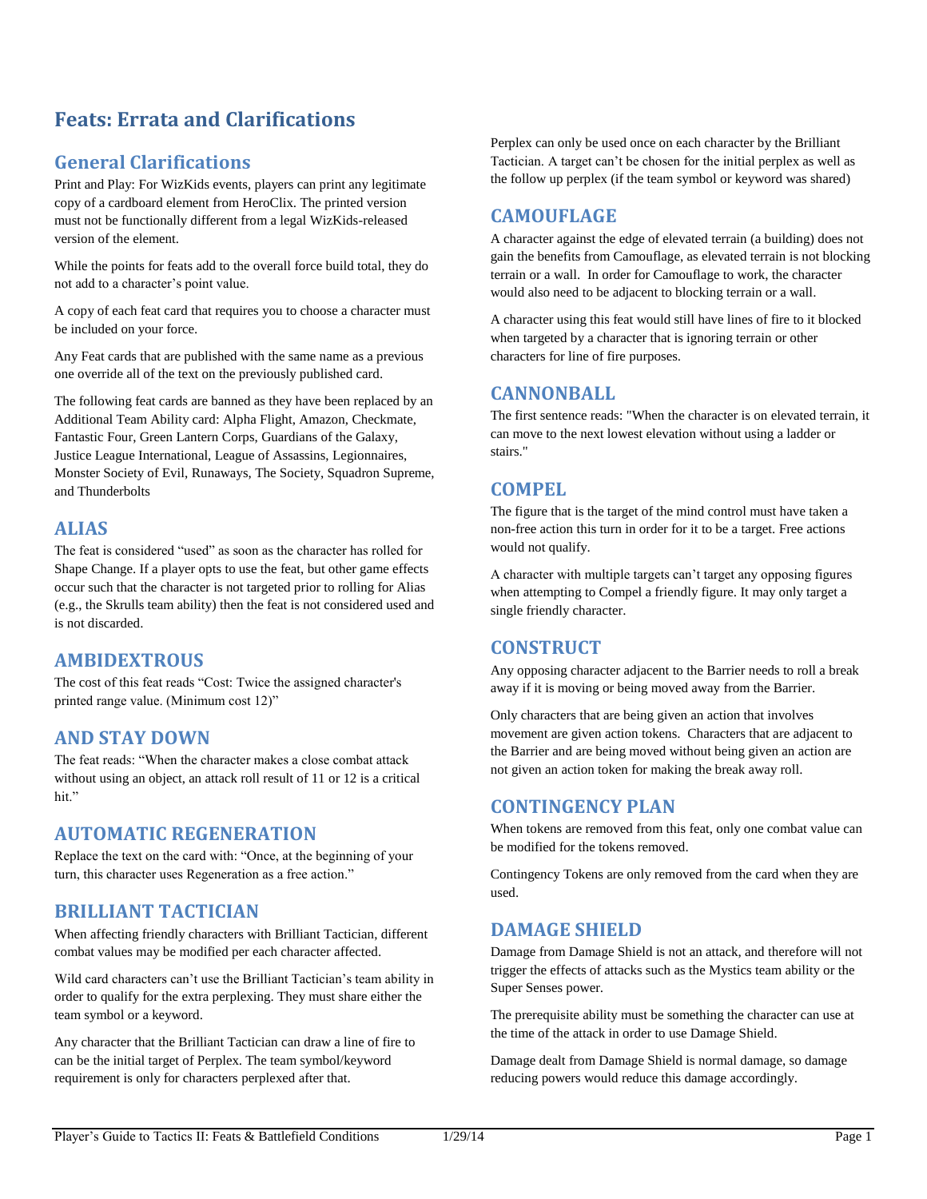# Feats: Errata and Clarifications

## General Clarifications

Print and Play: For WizKids events, players can print any legitimate copy of a cardboard element from HeroClix. The printed version must not be functionally different from a legal WizKids-released version of the element.

While the points for feats add to the overall force build total, they do not add to a character's point value.

A copy of each feat card that requires you to choose a character must be included on your force.

Any Feat cards that are published with the same name as a previous one override all of the text on the previously published card.

The following feat cards are banned as they have been replaced by an Additional Team Ability card: Alpha Flight, Amazon, Checkmate, Fantastic Four, Green Lantern Corps, Guardians of the Galaxy, Justice League International, League of Assassins, Legionnaires, Monster Society of Evil, Runaways, The Society, Squadron Supreme, and Thunderbolts

## ALIAS

The feat is considered "used" as soon as the character has rolled for Shape Change. If a player opts to use the feat, but other game effects occur such that the character is not targeted prior to rolling for Alias (e.g., the Skrulls team ability) then the feat is not considered used and is not discarded.

## AMBIDEXTROUS

The cost of this feat reads "Cost: Twice the assigned character's printed range value. (Minimum cost 12)"

## AND STAY DOWN

The feat reads: "When the character makes a close combat attack without using an object, an attack roll result of 11 or 12 is a critical hit."

## AUTOMATIC REGENERATION

Replace the text on the card with: "Once, at the beginning of your turn, this character uses Regeneration as a free action."

## BRILLIANT TACTICIAN

When affecting friendly characters with Brilliant Tactician, different combat values may be modified per each character affected.

Wild card characters can't use the Brilliant Tactician's team ability in order to qualify for the extra perplexing. They must share either the team symbol or a keyword.

Any character that the Brilliant Tactician can draw a line of fire to can be the initial target of Perplex. The team symbol/keyword requirement is only for characters perplexed after that.

Perplex can only be used once on each character by the Brilliant Tactician. A target can't be chosen for the initial perplex as well as the follow up perplex (if the team symbol or keyword was shared)

## CAMOUFLAGE

A character against the edge of elevated terrain (a building) does not gain the benefits from Camouflage, as elevated terrain is not blocking terrain or a wall. In order for Camouflage to work, the character would also need to be adjacent to blocking terrain or a wall.

A character using this feat would still have lines of fire to it blocked when targeted by a character that is ignoring terrain or other characters for line of fire purposes.

## CANNONBALL

The first sentence reads: "When the character is on elevated terrain, it can move to the next lowest elevation without using a ladder or stairs."

## COMPEL

The figure that is the target of the mind control must have taken a non-free action this turn in order for it to be a target. Free actions would not qualify.

A character with multiple targets can't target any opposing figures when attempting to Compel a friendly figure. It may only target a single friendly character.

## CONSTRUCT

Any opposing character adjacent to the Barrier needs to roll a break away if it is moving or being moved away from the Barrier.

Only characters that are being given an action that involves movement are given action tokens. Characters that are adjacent to the Barrier and are being moved without being given an action are not given an action token for making the break away roll.

## CONTINGENCY PLAN

When tokens are removed from this feat, only one combat value can be modified for the tokens removed.

Contingency Tokens are only removed from the card when they are used.

## DAMAGE SHIELD

Damage from Damage Shield is not an attack, and therefore will not trigger the effects of attacks such as the Mystics team ability or the Super Senses power.

The prerequisite ability must be something the character can use at the time of the attack in order to use Damage Shield.

Damage dealt from Damage Shield is normal damage, so damage reducing powers would reduce this damage accordingly.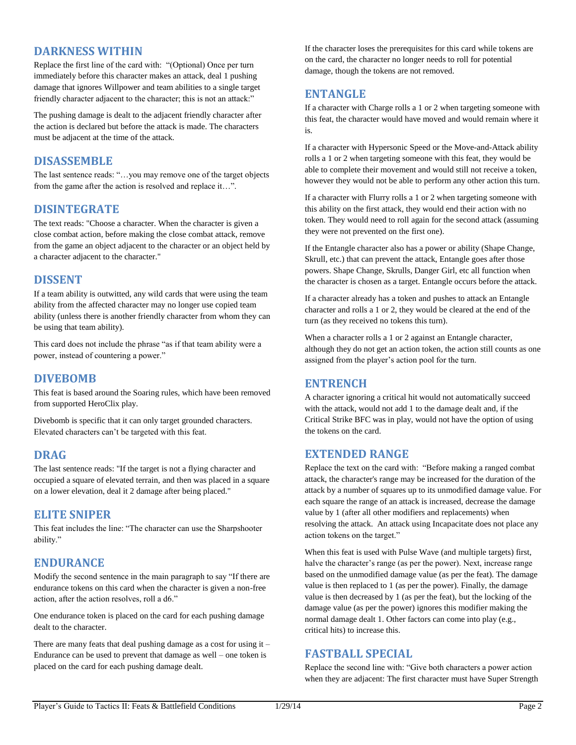## DARKNESS WITHIN

Replace the first line of the card with: "(Optional) Once per turn immediately before this character makes an attack, deal 1 pushing damage that ignores Willpower and team abilities to a single target friendly character adjacent to the character; this is not an attack:"

The pushing damage is dealt to the adjacent friendly character after the action is declared but before the attack is made. The characters must be adjacent at the time of the attack.

## DISASSEMBLE

The last sentence reads: "…you may remove one of the target objects from the game after the action is resolved and replace it…".

## DISINTEGRATE

The text reads: "Choose a character. When the character is given a close combat action, before making the close combat attack, remove from the game an object adjacent to the character or an object held by a character adjacent to the character."

## DISSENT

If a team ability is outwitted, any wild cards that were using the team ability from the affected character may no longer use copied team ability (unless there is another friendly character from whom they can be using that team ability).

This card does not include the phrase "as if that team ability were a power, instead of countering a power."

## DIVEBOMB

This feat is based around the Soaring rules, which have been removed from supported HeroClix play.

Divebomb is specific that it can only target grounded characters. Elevated characters can't be targeted with this feat.

## DRAG

The last sentence reads: "If the target is not a flying character and occupied a square of elevated terrain, and then was placed in a square on a lower elevation, deal it 2 damage after being placed."

## ELITE SNIPER

This feat includes the line: "The character can use the Sharpshooter ability."

## ENDURANCE

Modify the second sentence in the main paragraph to say "If there are endurance tokens on this card when the character is given a non-free action, after the action resolves, roll a d6."

One endurance token is placed on the card for each pushing damage dealt to the character.

There are many feats that deal pushing damage as a cost for using it – Endurance can be used to prevent that damage as well – one token is placed on the card for each pushing damage dealt.

If the character loses the prerequisites for this card while tokens are on the card, the character no longer needs to roll for potential damage, though the tokens are not removed.

## ENTANGLE

If a character with Charge rolls a 1 or 2 when targeting someone with this feat, the character would have moved and would remain where it is.

If a character with Hypersonic Speed or the Move-and-Attack ability rolls a 1 or 2 when targeting someone with this feat, they would be able to complete their movement and would still not receive a token, however they would not be able to perform any other action this turn.

If a character with Flurry rolls a 1 or 2 when targeting someone with this ability on the first attack, they would end their action with no token. They would need to roll again for the second attack (assuming they were not prevented on the first one).

If the Entangle character also has a power or ability (Shape Change, Skrull, etc.) that can prevent the attack, Entangle goes after those powers. Shape Change, Skrulls, Danger Girl, etc all function when the character is chosen as a target. Entangle occurs before the attack.

If a character already has a token and pushes to attack an Entangle character and rolls a 1 or 2, they would be cleared at the end of the turn (as they received no tokens this turn).

When a character rolls a 1 or 2 against an Entangle character, although they do not get an action token, the action still counts as one assigned from the player's action pool for the turn.

## ENTRENCH

A character ignoring a critical hit would not automatically succeed with the attack, would not add 1 to the damage dealt and, if the Critical Strike BFC was in play, would not have the option of using the tokens on the card.

## EXTENDED RANGE

Replace the text on the card with: "Before making a ranged combat attack, the character's range may be increased for the duration of the attack by a number of squares up to its unmodified damage value. For each square the range of an attack is increased, decrease the damage value by 1 (after all other modifiers and replacements) when resolving the attack. An attack using Incapacitate does not place any action tokens on the target."

When this feat is used with Pulse Wave (and multiple targets) first, halve the character's range (as per the power). Next, increase range based on the unmodified damage value (as per the feat). The damage value is then replaced to 1 (as per the power). Finally, the damage value is then decreased by 1 (as per the feat), but the locking of the damage value (as per the power) ignores this modifier making the normal damage dealt 1. Other factors can come into play (e.g., critical hits) to increase this.

## FASTBALL SPECIAL

Replace the second line with: "Give both characters a power action when they are adjacent: The first character must have Super Strength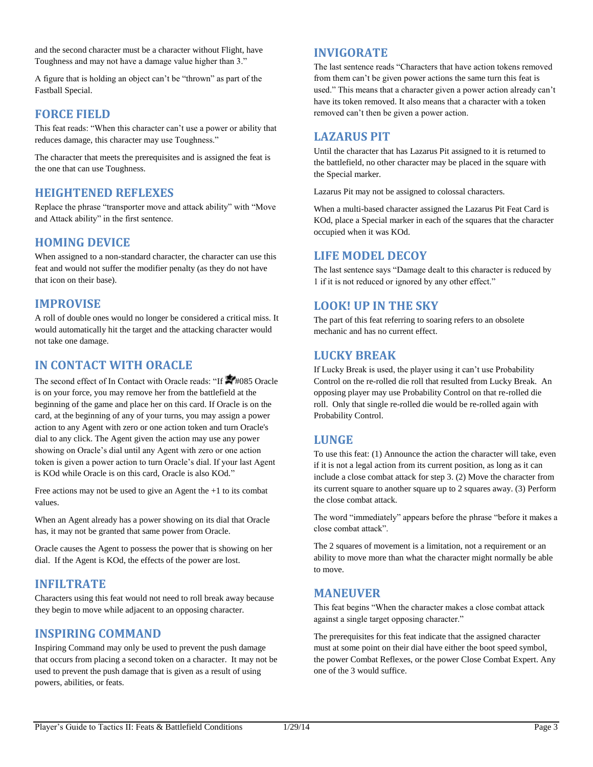and the second character must be a character without Flight, have Toughness and may not have a damage value higher than 3."

A figure that is holding an object can't be "thrown" as part of the Fastball Special.

## FORCE FIELD

This feat reads: "When this character can't use a power or ability that reduces damage, this character may use Toughness."

The character that meets the prerequisites and is assigned the feat is the one that can use Toughness.

## HEIGHTENED REFLEXES

Replace the phrase "transporter move and attack ability" with "Move and Attack ability" in the first sentence.

## HOMING DEVICE

When assigned to a non-standard character, the character can use this feat and would not suffer the modifier penalty (as they do not have that icon on their base).

## IMPROVISE

A roll of double ones would no longer be considered a critical miss. It would automatically hit the target and the attacking character would not take one damage.

## IN CONTACT WITH ORACLE

The second effect of In Contact with Oracle reads: "If #085 Oracle is on your force, you may remove her from the battlefield at the beginning of the game and place her on this card. If Oracle is on the card, at the beginning of any of your turns, you may assign a power action to any Agent with zero or one action token and turn Oracle's dial to any click. The Agent given the action may use any power showing on Oracle's dial until any Agent with zero or one action token is given a power action to turn Oracle's dial. If your last Agent is KOd while Oracle is on this card, Oracle is also KOd."

Free actions may not be used to give an Agent the +1 to its combat values.

When an Agent already has a power showing on its dial that Oracle has, it may not be granted that same power from Oracle.

Oracle causes the Agent to possess the power that is showing on her dial. If the Agent is KOd, the effects of the power are lost.

## INFILTRATE

Characters using this feat would not need to roll break away because they begin to move while adjacent to an opposing character.

## INSPIRING COMMAND

Inspiring Command may only be used to prevent the push damage that occurs from placing a second token on a character. It may not be used to prevent the push damage that is given as a result of using powers, abilities, or feats.

## INVIGORATE

The last sentence reads "Characters that have action tokens removed from them can't be given power actions the same turn this feat is used." This means that a character given a power action already can't have its token removed. It also means that a character with a token removed can't then be given a power action.

## LAZARUS PIT

Until the character that has Lazarus Pit assigned to it is returned to the battlefield, no other character may be placed in the square with the Special marker.

Lazarus Pit may not be assigned to colossal characters.

When a multi-based character assigned the Lazarus Pit Feat Card is KOd, place a Special marker in each of the squares that the character occupied when it was KOd.

## LIFE MODEL DECOY

The last sentence says "Damage dealt to this character is reduced by 1 if it is not reduced or ignored by any other effect."

## LOOK! UP IN THE SKY

The part of this feat referring to soaring refers to an obsolete mechanic and has no current effect.

## LUCKY BREAK

If Lucky Break is used, the player using it can't use Probability Control on the re-rolled die roll that resulted from Lucky Break. An opposing player may use Probability Control on that re-rolled die roll. Only that single re-rolled die would be re-rolled again with Probability Control.

## LUNGE

To use this feat: (1) Announce the action the character will take, even if it is not a legal action from its current position, as long as it can include a close combat attack for step 3. (2) Move the character from its current square to another square up to 2 squares away. (3) Perform the close combat attack.

The word "immediately" appears before the phrase "before it makes a close combat attack".

The 2 squares of movement is a limitation, not a requirement or an ability to move more than what the character might normally be able to move.

## MANEUVER

This feat begins "When the character makes a close combat attack against a single target opposing character."

The prerequisites for this feat indicate that the assigned character must at some point on their dial have either the boot speed symbol, the power Combat Reflexes, or the power Close Combat Expert. Any one of the 3 would suffice.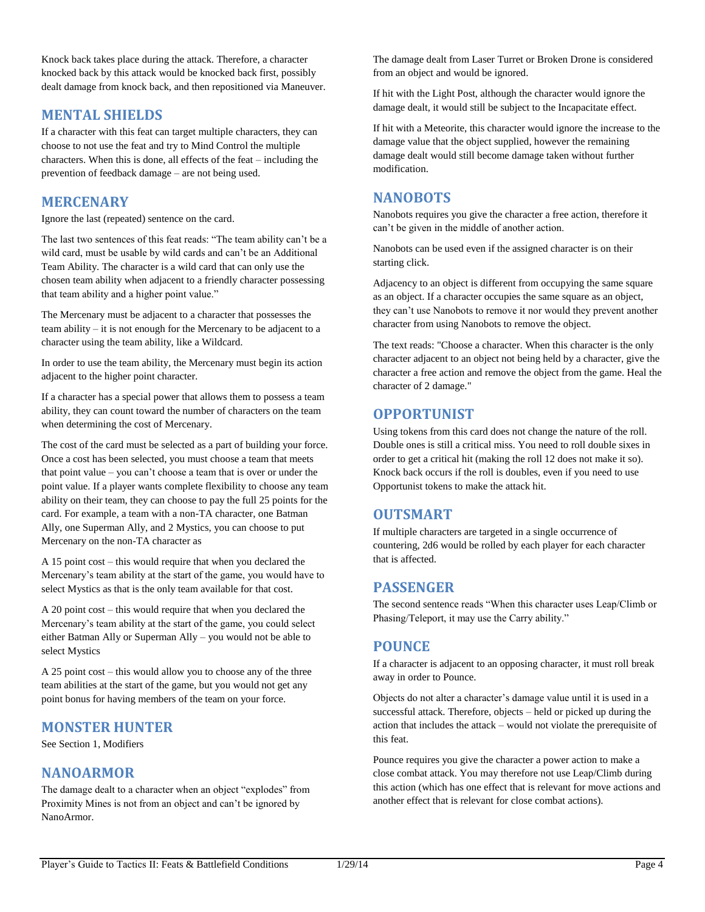Knock back takes place during the attack. Therefore, a character knocked back by this attack would be knocked back first, possibly dealt damage from knock back, and then repositioned via Maneuver.

## MENTAL SHIELDS

If a character with this feat can target multiple characters, they can choose to not use the feat and try to Mind Control the multiple characters. When this is done, all effects of the feat – including the prevention of feedback damage – are not being used.

## MERCENARY

Ignore the last (repeated) sentence on the card.

The last two sentences of this feat reads: "The team ability can't be a wild card, must be usable by wild cards and can't be an Additional Team Ability. The character is a wild card that can only use the chosen team ability when adjacent to a friendly character possessing that team ability and a higher point value."

The Mercenary must be adjacent to a character that possesses the team ability – it is not enough for the Mercenary to be adjacent to a character using the team ability, like a Wildcard.

In order to use the team ability, the Mercenary must begin its action adjacent to the higher point character.

If a character has a special power that allows them to possess a team ability, they can count toward the number of characters on the team when determining the cost of Mercenary.

The cost of the card must be selected as a part of building your force. Once a cost has been selected, you must choose a team that meets that point value – you can't choose a team that is over or under the point value. If a player wants complete flexibility to choose any team ability on their team, they can choose to pay the full 25 points for the card. For example, a team with a non-TA character, one Batman Ally, one Superman Ally, and 2 Mystics, you can choose to put Mercenary on the non-TA character as

A 15 point cost – this would require that when you declared the Mercenary's team ability at the start of the game, you would have to select Mystics as that is the only team available for that cost.

A 20 point cost – this would require that when you declared the Mercenary's team ability at the start of the game, you could select either Batman Ally or Superman Ally – you would not be able to select Mystics

A 25 point cost – this would allow you to choose any of the three team abilities at the start of the game, but you would not get any point bonus for having members of the team on your force.

## MONSTER HUNTER

See Section 1, Modifiers

## NANOARMOR

The damage dealt to a character when an object "explodes" from Proximity Mines is not from an object and can't be ignored by NanoArmor.

The damage dealt from Laser Turret or Broken Drone is considered from an object and would be ignored.

If hit with the Light Post, although the character would ignore the damage dealt, it would still be subject to the Incapacitate effect.

If hit with a Meteorite, this character would ignore the increase to the damage value that the object supplied, however the remaining damage dealt would still become damage taken without further modification.

## NANOBOTS

Nanobots requires you give the character a free action, therefore it can't be given in the middle of another action.

Nanobots can be used even if the assigned character is on their starting click.

Adjacency to an object is different from occupying the same square as an object. If a character occupies the same square as an object, they can't use Nanobots to remove it nor would they prevent another character from using Nanobots to remove the object.

The text reads: "Choose a character. When this character is the only character adjacent to an object not being held by a character, give the character a free action and remove the object from the game. Heal the character of 2 damage."

## OPPORTUNIST

Using tokens from this card does not change the nature of the roll. Double ones is still a critical miss. You need to roll double sixes in order to get a critical hit (making the roll 12 does not make it so). Knock back occurs if the roll is doubles, even if you need to use Opportunist tokens to make the attack hit.

## OUTSMART

If multiple characters are targeted in a single occurrence of countering, 2d6 would be rolled by each player for each character that is affected.

## PASSENGER

The second sentence reads "When this character uses Leap/Climb or Phasing/Teleport, it may use the Carry ability."

## POUNCE

If a character is adjacent to an opposing character, it must roll break away in order to Pounce.

Objects do not alter a character's damage value until it is used in a successful attack. Therefore, objects – held or picked up during the action that includes the attack – would not violate the prerequisite of this feat.

Pounce requires you give the character a power action to make a close combat attack. You may therefore not use Leap/Climb during this action (which has one effect that is relevant for move actions and another effect that is relevant for close combat actions).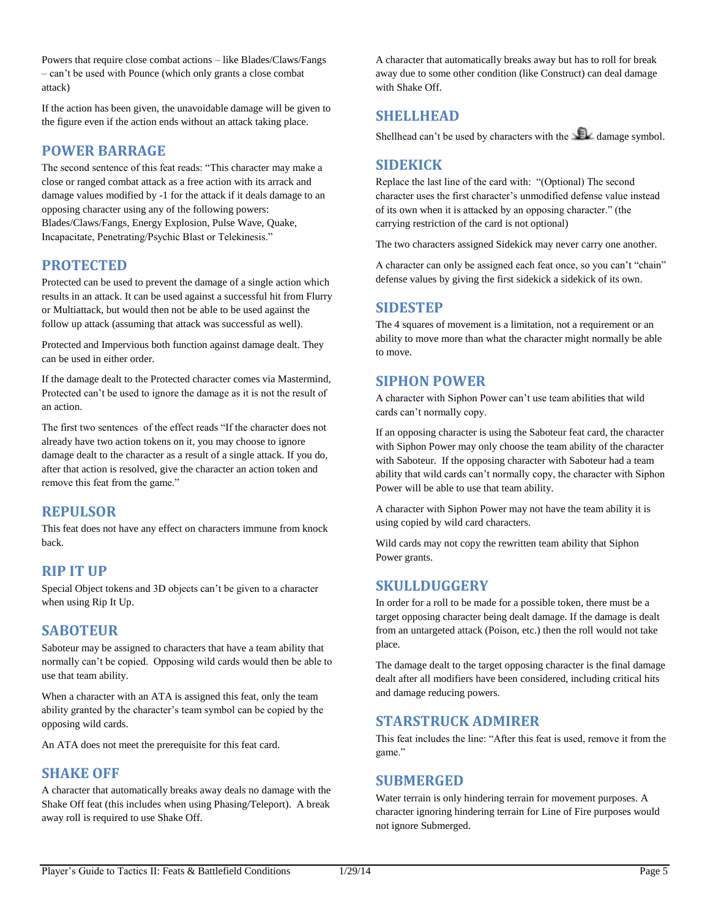Powers that require close combat actions – like Blades/Claws/Fangs – can't be used with Pounce (which only grants a close combat attack)

If the action has been given, the unavoidable damage will be given to the figure even if the action ends without an attack taking place.

## POWER BARRAGE

The second sentence of this feat reads: "This character may make a close or ranged combat attack as a free action with its arrack and damage values modified by -1 for the attack if it deals damage to an opposing character using any of the following powers: Blades/Claws/Fangs, Energy Explosion, Pulse Wave, Quake, Incapacitate, Penetrating/Psychic Blast or Telekinesis."

## PROTECTED

Protected can be used to prevent the damage of a single action which results in an attack. It can be used against a successful hit from Flurry or Multiattack, but would then not be able to be used against the follow up attack (assuming that attack was successful as well).

Protected and Impervious both function against damage dealt. They can be used in either order.

If the damage dealt to the Protected character comes via Mastermind, Protected can't be used to ignore the damage as it is not the result of an action.

The first two sentences of the effect reads "If the character does not already have two action tokens on it, you may choose to ignore damage dealt to the character as a result of a single attack. If you do, after that action is resolved, give the character an action token and remove this feat from the game."

## REPULSOR

This feat does not have any effect on characters immune from knock back.

## RIP IT UP

Special Object tokens and 3D objects can't be given to a character when using Rip It Up.

## SABOTEUR

Saboteur may be assigned to characters that have a team ability that normally can't be copied. Opposing wild cards would then be able to use that team ability.

When a character with an ATA is assigned this feat, only the team ability granted by the character's team symbol can be copied by the opposing wild cards.

An ATA does not meet the prerequisite for this feat card.

## SHAKE OFF

A character that automatically breaks away deals no damage with the Shake Off feat (this includes when using Phasing/Teleport). A break away roll is required to use Shake Off.

A character that automatically breaks away but has to roll for break away due to some other condition (like Construct) can deal damage with Shake Off.

## SHELLHEAD

Shellhead can't be used by characters with the damage symbol.

## SIDEKICK

Replace the last line of the card with: "(Optional) The second character uses the first character's unmodified defense value instead of its own when it is attacked by an opposing character." (the carrying restriction of the card is not optional)

The two characters assigned Sidekick may never carry one another.

A character can only be assigned each feat once, so you can't "chain" defense values by giving the first sidekick a sidekick of its own.

## SIDESTEP

The 4 squares of movement is a limitation, not a requirement or an ability to move more than what the character might normally be able to move.

## SIPHON POWER

A character with Siphon Power can't use team abilities that wild cards can't normally copy.

If an opposing character is using the Saboteur feat card, the character with Siphon Power may only choose the team ability of the character with Saboteur. If the opposing character with Saboteur had a team ability that wild cards can't normally copy, the character with Siphon Power will be able to use that team ability.

A character with Siphon Power may not have the team ability it is using copied by wild card characters.

Wild cards may not copy the rewritten team ability that Siphon Power grants.

## SKULLDUGGERY

In order for a roll to be made for a possible token, there must be a target opposing character being dealt damage. If the damage is dealt from an untargeted attack (Poison, etc.) then the roll would not take place.

The damage dealt to the target opposing character is the final damage dealt after all modifiers have been considered, including critical hits and damage reducing powers.

## STARSTRUCK ADMIRER

This feat includes the line: "After this feat is used, remove it from the game."

## SUBMERGED

Water terrain is only hindering terrain for movement purposes. A character ignoring hindering terrain for Line of Fire purposes would not ignore Submerged.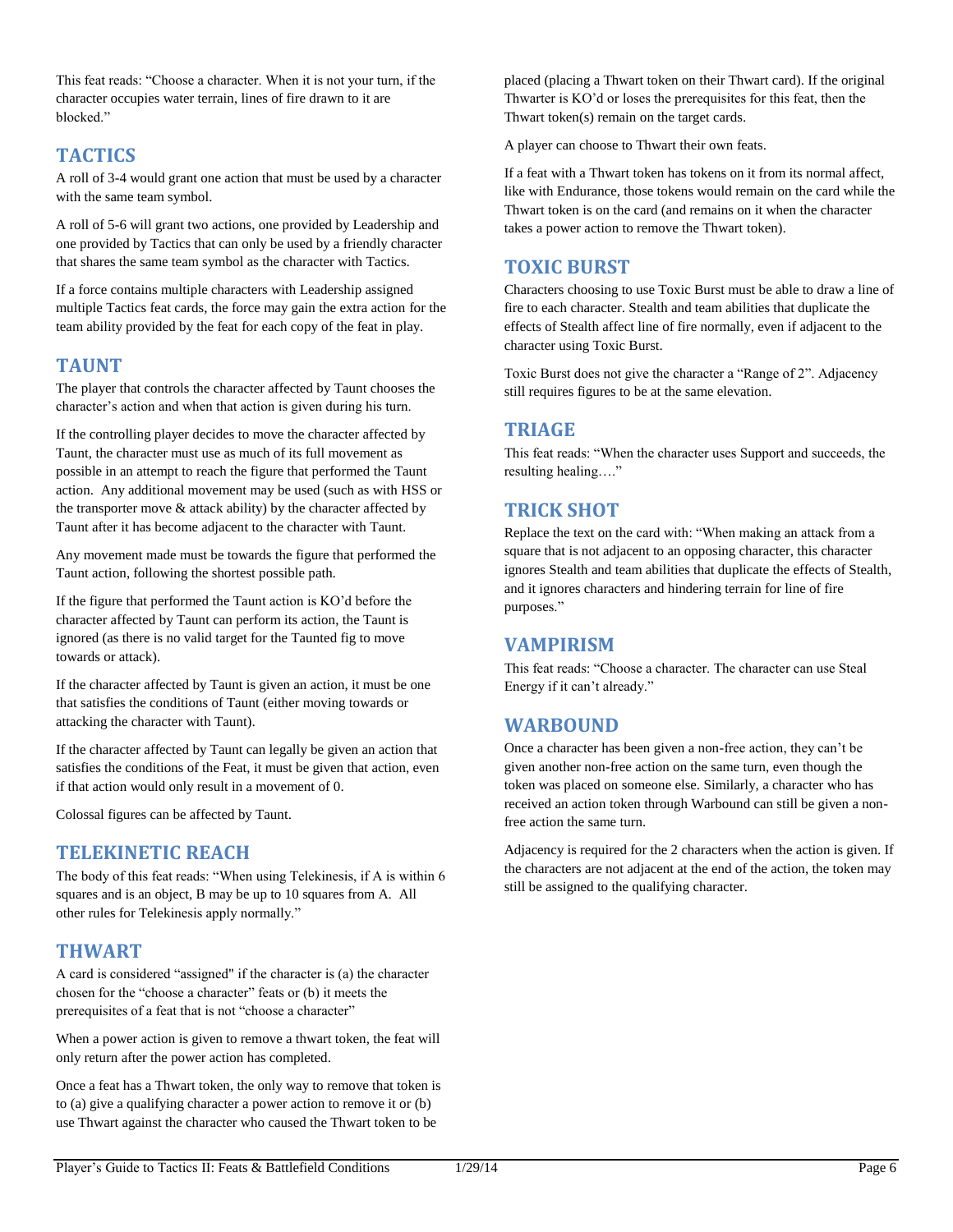This feat reads: "Choose a character. When it is not your turn, if the character occupies water terrain, lines of fire drawn to it are blocked."

## TACTICS

A roll of 3-4 would grant one action that must be used by a character with the same team symbol.

A roll of 5-6 will grant two actions, one provided by Leadership and one provided by Tactics that can only be used by a friendly character that shares the same team symbol as the character with Tactics.

If a force contains multiple characters with Leadership assigned multiple Tactics feat cards, the force may gain the extra action for the team ability provided by the feat for each copy of the feat in play.

## TAUNT

The player that controls the character affected by Taunt chooses the character's action and when that action is given during his turn.

If the controlling player decides to move the character affected by Taunt, the character must use as much of its full movement as possible in an attempt to reach the figure that performed the Taunt action. Any additional movement may be used (such as with HSS or the transporter move & attack ability) by the character affected by Taunt after it has become adjacent to the character with Taunt.

Any movement made must be towards the figure that performed the Taunt action, following the shortest possible path.

If the figure that performed the Taunt action is KO'd before the character affected by Taunt can perform its action, the Taunt is ignored (as there is no valid target for the Taunted fig to move towards or attack).

If the character affected by Taunt is given an action, it must be one that satisfies the conditions of Taunt (either moving towards or attacking the character with Taunt).

If the character affected by Taunt can legally be given an action that satisfies the conditions of the Feat, it must be given that action, even if that action would only result in a movement of 0.

Colossal figures can be affected by Taunt.

## TELEKINETIC REACH

The body of this feat reads: "When using Telekinesis, if A is within 6 squares and is an object, B may be up to 10 squares from A. All other rules for Telekinesis apply normally."

## THWART

A card is considered "assigned" if the character is (a) the character chosen for the "choose a character" feats or (b) it meets the prerequisites of a feat that is not "choose a character"

When a power action is given to remove a thwart token, the feat will only return after the power action has completed.

Once a feat has a Thwart token, the only way to remove that token is to (a) give a qualifying character a power action to remove it or (b) use Thwart against the character who caused the Thwart token to be placed (placing a Thwart token on their Thwart card). If the original Thwarter is KO'd or loses the prerequisites for this feat, then the Thwart token(s) remain on the target cards.

A player can choose to Thwart their own feats.

If a feat with a Thwart token has tokens on it from its normal affect, like with Endurance, those tokens would remain on the card while the Thwart token is on the card (and remains on it when the character takes a power action to remove the Thwart token).

## TOXIC BURST

Characters choosing to use Toxic Burst must be able to draw a line of fire to each character. Stealth and team abilities that duplicate the effects of Stealth affect line of fire normally, even if adjacent to the character using Toxic Burst.

Toxic Burst does not give the character a "Range of 2". Adjacency still requires figures to be at the same elevation.

## TRIAGE

This feat reads: "When the character uses Support and succeeds, the resulting healing…."

## TRICK SHOT

Replace the text on the card with: "When making an attack from a square that is not adjacent to an opposing character, this character ignores Stealth and team abilities that duplicate the effects of Stealth, and it ignores characters and hindering terrain for line of fire purposes."

## VAMPIRISM

This feat reads: "Choose a character. The character can use Steal Energy if it can't already."

## WARBOUND

Once a character has been given a non-free action, they can't be given another non-free action on the same turn, even though the token was placed on someone else. Similarly, a character who has received an action token through Warbound can still be given a non-free action the same turn.

Adjacency is required for the 2 characters when the action is given. If the characters are not adjacent at the end of the action, the token may still be assigned to the qualifying character.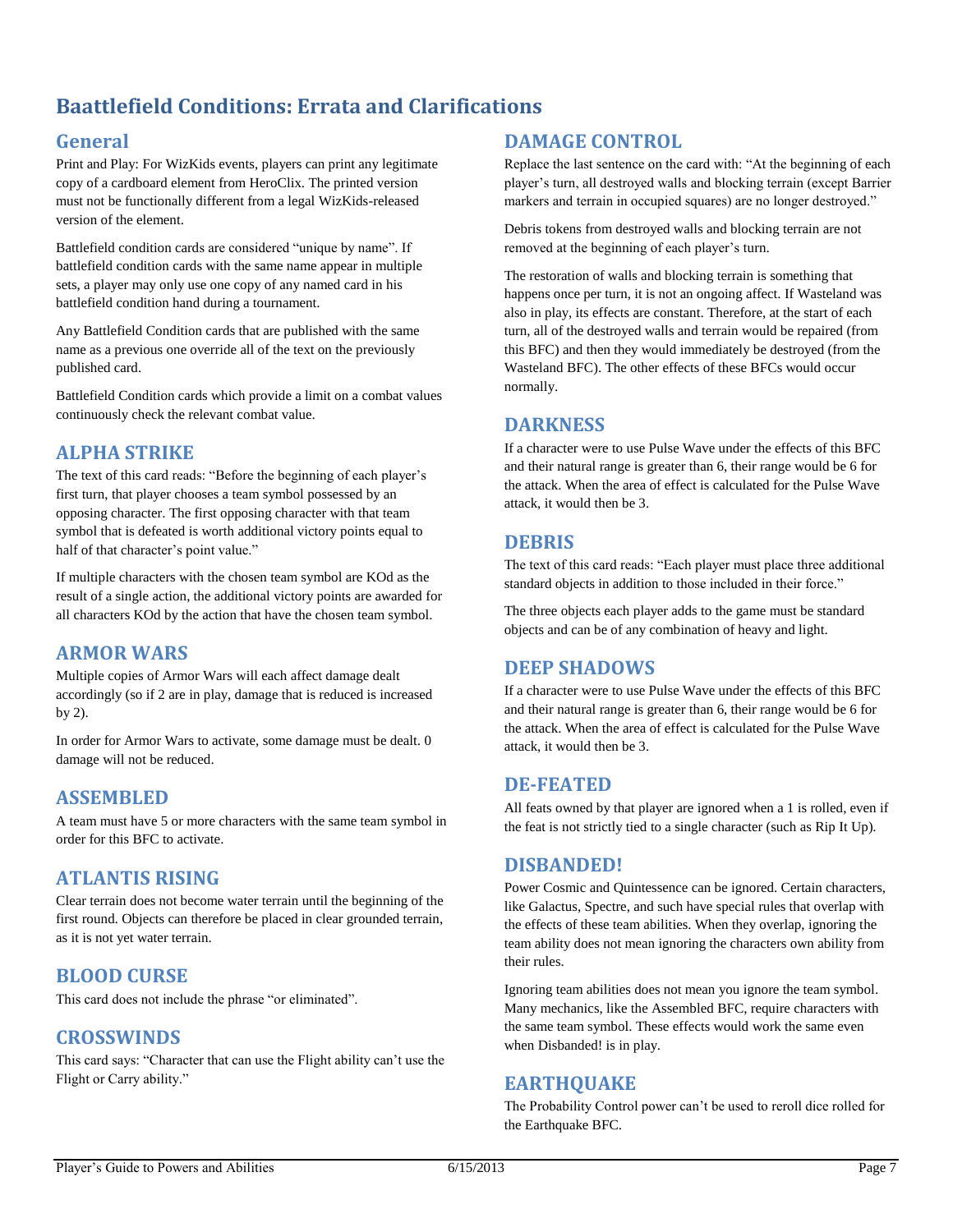# Baattlefield Conditions: Errata and Clarifications

## General

Print and Play: For WizKids events, players can print any legitimate copy of a cardboard element from HeroClix. The printed version must not be functionally different from a legal WizKids-released version of the element.

Battlefield condition cards are considered "unique by name". If battlefield condition cards with the same name appear in multiple sets, a player may only use one copy of any named card in his battlefield condition hand during a tournament.

Any Battlefield Condition cards that are published with the same name as a previous one override all of the text on the previously published card.

Battlefield Condition cards which provide a limit on a combat values continuously check the relevant combat value.

## ALPHA STRIKE

The text of this card reads: "Before the beginning of each player's first turn, that player chooses a team symbol possessed by an opposing character. The first opposing character with that team symbol that is defeated is worth additional victory points equal to half of that character's point value."

If multiple characters with the chosen team symbol are KOd as the result of a single action, the additional victory points are awarded for all characters KOd by the action that have the chosen team symbol.

## ARMOR WARS

Multiple copies of Armor Wars will each affect damage dealt accordingly (so if 2 are in play, damage that is reduced is increased by 2).

In order for Armor Wars to activate, some damage must be dealt. 0 damage will not be reduced.

## ASSEMBLED

A team must have 5 or more characters with the same team symbol in order for this BFC to activate.

## ATLANTIS RISING

Clear terrain does not become water terrain until the beginning of the first round. Objects can therefore be placed in clear grounded terrain, as it is not yet water terrain.

## BLOOD CURSE

This card does not include the phrase "or eliminated".

## CROSSWINDS

This card says: "Character that can use the Flight ability can't use the Flight or Carry ability."

## DAMAGE CONTROL

Replace the last sentence on the card with: "At the beginning of each player's turn, all destroyed walls and blocking terrain (except Barrier markers and terrain in occupied squares) are no longer destroyed."

Debris tokens from destroyed walls and blocking terrain are not removed at the beginning of each player's turn.

The restoration of walls and blocking terrain is something that happens once per turn, it is not an ongoing affect. If Wasteland was also in play, its effects are constant. Therefore, at the start of each turn, all of the destroyed walls and terrain would be repaired (from this BFC) and then they would immediately be destroyed (from the Wasteland BFC). The other effects of these BFCs would occur normally.

## DARKNESS

If a character were to use Pulse Wave under the effects of this BFC and their natural range is greater than 6, their range would be 6 for the attack. When the area of effect is calculated for the Pulse Wave attack, it would then be 3.

## DEBRIS

The text of this card reads: "Each player must place three additional standard objects in addition to those included in their force."

The three objects each player adds to the game must be standard objects and can be of any combination of heavy and light.

## DEEP SHADOWS

If a character were to use Pulse Wave under the effects of this BFC and their natural range is greater than 6, their range would be 6 for the attack. When the area of effect is calculated for the Pulse Wave attack, it would then be 3.

## DE-FEATED

All feats owned by that player are ignored when a 1 is rolled, even if the feat is not strictly tied to a single character (such as Rip It Up).

## DISBANDED!

Power Cosmic and Quintessence can be ignored. Certain characters, like Galactus, Spectre, and such have special rules that overlap with the effects of these team abilities. When they overlap, ignoring the team ability does not mean ignoring the characters own ability from their rules.

Ignoring team abilities does not mean you ignore the team symbol. Many mechanics, like the Assembled BFC, require characters with the same team symbol. These effects would work the same even when Disbanded! is in play.

## EARTHQUAKE

The Probability Control power can't be used to reroll dice rolled for the Earthquake BFC.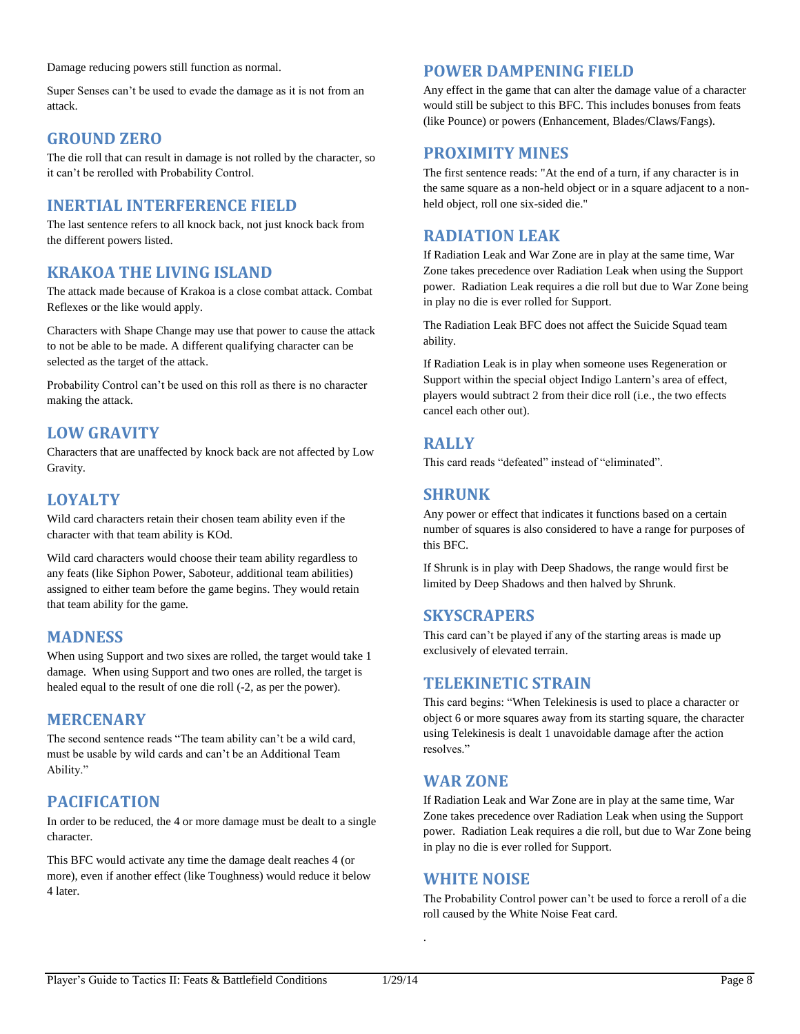Damage reducing powers still function as normal.

Super Senses can't be used to evade the damage as it is not from an attack.

## GROUND ZERO

The die roll that can result in damage is not rolled by the character, so it can't be rerolled with Probability Control.

## INERTIAL INTERFERENCE FIELD

The last sentence refers to all knock back, not just knock back from the different powers listed.

## KRAKOA THE LIVING ISLAND

The attack made because of Krakoa is a close combat attack. Combat Reflexes or the like would apply.

Characters with Shape Change may use that power to cause the attack to not be able to be made. A different qualifying character can be selected as the target of the attack.

Probability Control can't be used on this roll as there is no character making the attack.

## LOW GRAVITY

Characters that are unaffected by knock back are not affected by Low Gravity.

## LOYALTY

Wild card characters retain their chosen team ability even if the character with that team ability is KOd.

Wild card characters would choose their team ability regardless to any feats (like Siphon Power, Saboteur, additional team abilities) assigned to either team before the game begins. They would retain that team ability for the game.

## MADNESS

When using Support and two sixes are rolled, the target would take 1 damage. When using Support and two ones are rolled, the target is healed equal to the result of one die roll (-2, as per the power).

## MERCENARY

The second sentence reads "The team ability can't be a wild card, must be usable by wild cards and can't be an Additional Team Ability."

## PACIFICATION

In order to be reduced, the 4 or more damage must be dealt to a single character.

This BFC would activate any time the damage dealt reaches 4 (or more), even if another effect (like Toughness) would reduce it below 4 later.

## POWER DAMPENING FIELD

Any effect in the game that can alter the damage value of a character would still be subject to this BFC. This includes bonuses from feats (like Pounce) or powers (Enhancement, Blades/Claws/Fangs).

## PROXIMITY MINES

The first sentence reads: "At the end of a turn, if any character is in the same square as a non-held object or in a square adjacent to a non-held object, roll one six-sided die."

## RADIATION LEAK

If Radiation Leak and War Zone are in play at the same time, War Zone takes precedence over Radiation Leak when using the Support power. Radiation Leak requires a die roll but due to War Zone being in play no die is ever rolled for Support.

The Radiation Leak BFC does not affect the Suicide Squad team ability.

If Radiation Leak is in play when someone uses Regeneration or Support within the special object Indigo Lantern's area of effect, players would subtract 2 from their dice roll (i.e., the two effects cancel each other out).

## RALLY

This card reads "defeated" instead of "eliminated".

## SHRUNK

Any power or effect that indicates it functions based on a certain number of squares is also considered to have a range for purposes of this BFC.

If Shrunk is in play with Deep Shadows, the range would first be limited by Deep Shadows and then halved by Shrunk.

## SKYSCRAPERS

This card can't be played if any of the starting areas is made up exclusively of elevated terrain.

## TELEKINETIC STRAIN

This card begins: "When Telekinesis is used to place a character or object 6 or more squares away from its starting square, the character using Telekinesis is dealt 1 unavoidable damage after the action resolves."

## WAR ZONE

If Radiation Leak and War Zone are in play at the same time, War Zone takes precedence over Radiation Leak when using the Support power. Radiation Leak requires a die roll, but due to War Zone being in play no die is ever rolled for Support.

## WHITE NOISE

The Probability Control power can't be used to force a reroll of a die roll caused by the White Noise Feat card.

.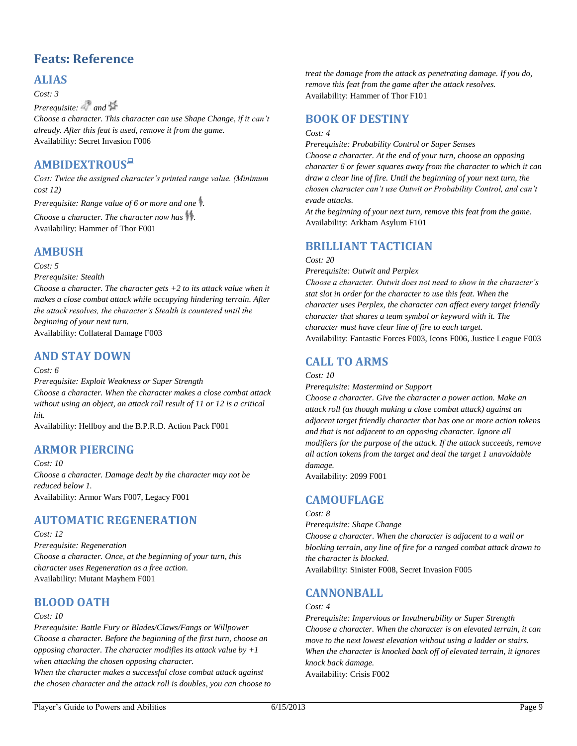# Feats: Reference

## ALIAS

*Cost: 3*

*Prerequisite: and*

*Choose a character. This character can use Shape Change, if it can't already. After this feat is used, remove it from the game.*

Availability: Secret Invasion F006

## AMBIDEXTROUS

*Cost: Twice the assigned character's printed range value. (Minimum cost 12)*

*Prerequisite: Range value of 6 or more and one .*

*Choose a character. The character now has .*

Availability: Hammer of Thor F001

## AMBUSH

*Cost: 5*

*Prerequisite: Stealth*

*Choose a character. The character gets +2 to its attack value when it makes a close combat attack while occupying hindering terrain. After the attack resolves, the character's Stealth is countered until the beginning of your next turn.*

Availability: Collateral Damage F003

## AND STAY DOWN

*Cost: 6*

*Prerequisite: Exploit Weakness or Super Strength*

*Choose a character. When the character makes a close combat attack without using an object, an attack roll result of 11 or 12 is a critical hit.*

Availability: Hellboy and the B.P.R.D. Action Pack F001

## ARMOR PIERCING

*Cost: 10*

*Choose a character. Damage dealt by the character may not be reduced below 1.*

Availability: Armor Wars F007, Legacy F001

## AUTOMATIC REGENERATION

*Cost: 12*

*Prerequisite: Regeneration*

*Choose a character. Once, at the beginning of your turn, this character uses Regeneration as a free action.*

Availability: Mutant Mayhem F001

## BLOOD OATH

*Cost: 10*

*Prerequisite: Battle Fury or Blades/Claws/Fangs or Willpower*

*Choose a character. Before the beginning of the first turn, choose an opposing character. The character modifies its attack value by +1 when attacking the chosen opposing character.*

*When the character makes a successful close combat attack against the chosen character and the attack roll is doubles, you can choose to treat the damage from the attack as penetrating damage. If you do, remove this feat from the game after the attack resolves.*

Availability: Hammer of Thor F101

## BOOK OF DESTINY

*Cost: 4*

*Prerequisite: Probability Control or Super Senses*

*Choose a character. At the end of your turn, choose an opposing character 6 or fewer squares away from the character to which it can draw a clear line of fire. Until the beginning of your next turn, the chosen character can't use Outwit or Probability Control, and can't evade attacks.*

*At the beginning of your next turn, remove this feat from the game.*

Availability: Arkham Asylum F101

## BRILLIANT TACTICIAN

*Cost: 20*

*Prerequisite: Outwit and Perplex*

*Choose a character. Outwit does not need to show in the character's stat slot in order for the character to use this feat. When the character uses Perplex, the character can affect every target friendly character that shares a team symbol or keyword with it. The character must have clear line of fire to each target.*

Availability: Fantastic Forces F003, Icons F006, Justice League F003

## CALL TO ARMS

*Cost: 10*

*Prerequisite: Mastermind or Support*

*Choose a character. Give the character a power action. Make an attack roll (as though making a close combat attack) against an adjacent target friendly character that has one or more action tokens and that is not adjacent to an opposing character. Ignore all modifiers for the purpose of the attack. If the attack succeeds, remove all action tokens from the target and deal the target 1 unavoidable damage.*

Availability: 2099 F001

## CAMOUFLAGE

*Cost: 8*

*Prerequisite: Shape Change*

*Choose a character. When the character is adjacent to a wall or blocking terrain, any line of fire for a ranged combat attack drawn to the character is blocked.*

Availability: Sinister F008, Secret Invasion F005

## CANNONBALL

*Cost: 4*

*Prerequisite: Impervious or Invulnerability or Super Strength*

*Choose a character. When the character is on elevated terrain, it can move to the next lowest elevation without using a ladder or stairs. When the character is knocked back off of elevated terrain, it ignores knock back damage.*

Availability: Crisis F002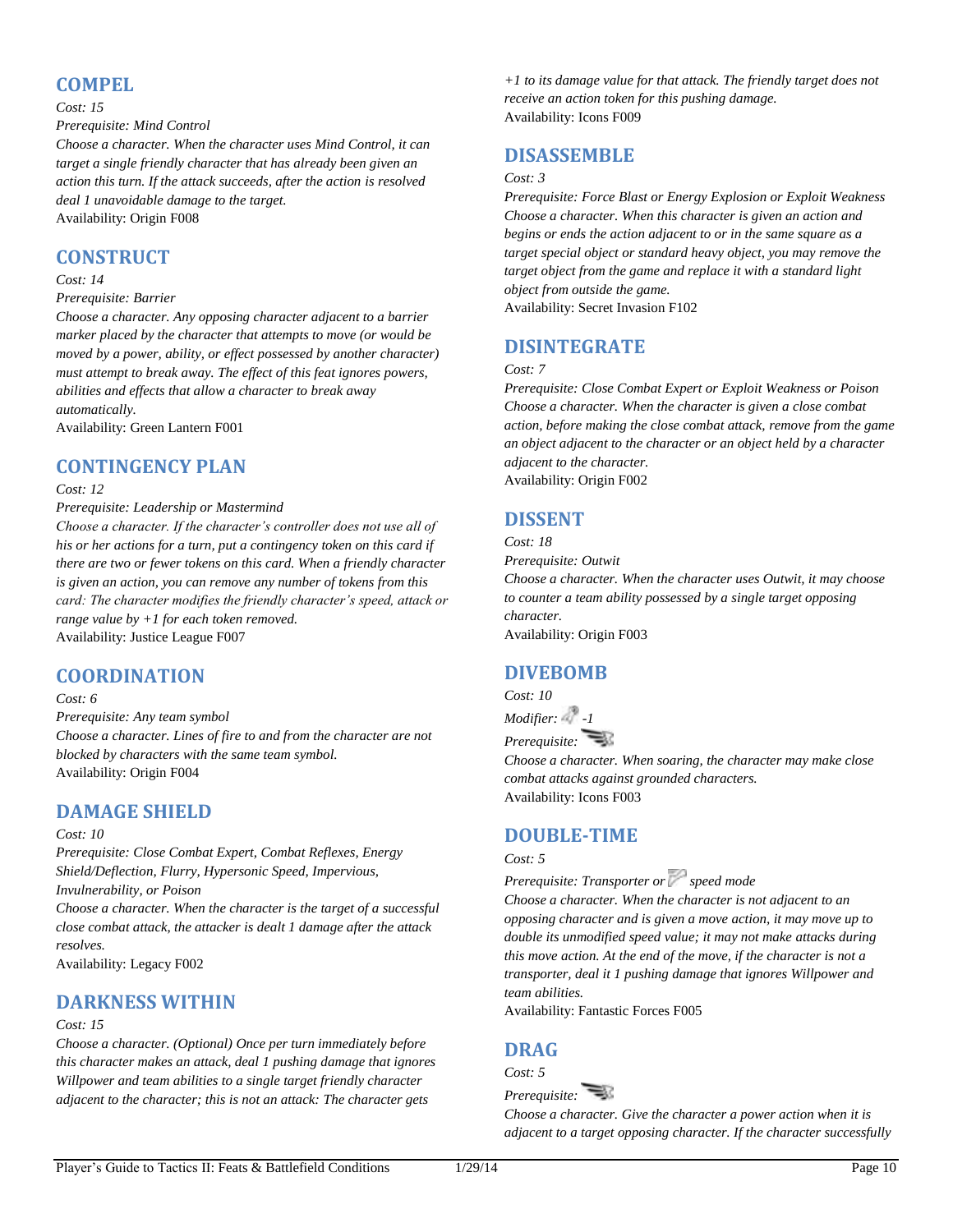## COMPEL

*Cost: 15*

*Prerequisite: Mind Control*

*Choose a character. When the character uses Mind Control, it can target a single friendly character that has already been given an action this turn. If the attack succeeds, after the action is resolved deal 1 unavoidable damage to the target.*

Availability: Origin F008

## CONSTRUCT

*Cost: 14*

*Prerequisite: Barrier*

*Choose a character. Any opposing character adjacent to a barrier marker placed by the character that attempts to move (or would be moved by a power, ability, or effect possessed by another character) must attempt to break away. The effect of this feat ignores powers, abilities and effects that allow a character to break away automatically.*

Availability: Green Lantern F001

## CONTINGENCY PLAN

*Cost: 12*

*Prerequisite: Leadership or Mastermind*

*Choose a character. If the character's controller does not use all of his or her actions for a turn, put a contingency token on this card if there are two or fewer tokens on this card. When a friendly character is given an action, you can remove any number of tokens from this card: The character modifies the friendly character's speed, attack or range value by +1 for each token removed.*

Availability: Justice League F007

## COORDINATION

*Cost: 6*

*Prerequisite: Any team symbol*

*Choose a character. Lines of fire to and from the character are not blocked by characters with the same team symbol.*

Availability: Origin F004

## DAMAGE SHIELD

*Cost: 10*

*Prerequisite: Close Combat Expert, Combat Reflexes, Energy Shield/Deflection, Flurry, Hypersonic Speed, Impervious, Invulnerability, or Poison*

*Choose a character. When the character is the target of a successful close combat attack, the attacker is dealt 1 damage after the attack resolves.*

Availability: Legacy F002

## DARKNESS WITHIN

*Cost: 15*

*Choose a character. (Optional) Once per turn immediately before this character makes an attack, deal 1 pushing damage that ignores Willpower and team abilities to a single target friendly character adjacent to the character; this is not an attack: The character gets +1 to its damage value for that attack. The friendly target does not receive an action token for this pushing damage.*

Availability: Icons F009

## DISASSEMBLE

*Cost: 3*

*Prerequisite: Force Blast or Energy Explosion or Exploit Weakness*

*Choose a character. When this character is given an action and begins or ends the action adjacent to or in the same square as a target special object or standard heavy object, you may remove the target object from the game and replace it with a standard light object from outside the game.*

Availability: Secret Invasion F102

## DISINTEGRATE

*Cost: 7*

*Prerequisite: Close Combat Expert or Exploit Weakness or Poison*

*Choose a character. When the character is given a close combat action, before making the close combat attack, remove from the game an object adjacent to the character or an object held by a character adjacent to the character.*

Availability: Origin F002

## DISSENT

*Cost: 18*

*Prerequisite: Outwit*

*Choose a character. When the character uses Outwit, it may choose to counter a team ability possessed by a single target opposing character.*

Availability: Origin F003

## DIVEBOMB

*Cost: 10*

*Modifier: -1*

*Prerequisite:*

*Choose a character. When soaring, the character may make close combat attacks against grounded characters.*

Availability: Icons F003

## DOUBLE-TIME

*Cost: 5*

*Prerequisite: Transporter or speed mode*

*Choose a character. When the character is not adjacent to an opposing character and is given a move action, it may move up to double its unmodified speed value; it may not make attacks during this move action. At the end of the move, if the character is not a transporter, deal it 1 pushing damage that ignores Willpower and team abilities.*

Availability: Fantastic Forces F005

## DRAG

*Cost: 5*

*Prerequisite:*

*Choose a character. Give the character a power action when it is adjacent to a target opposing character. If the character successfully*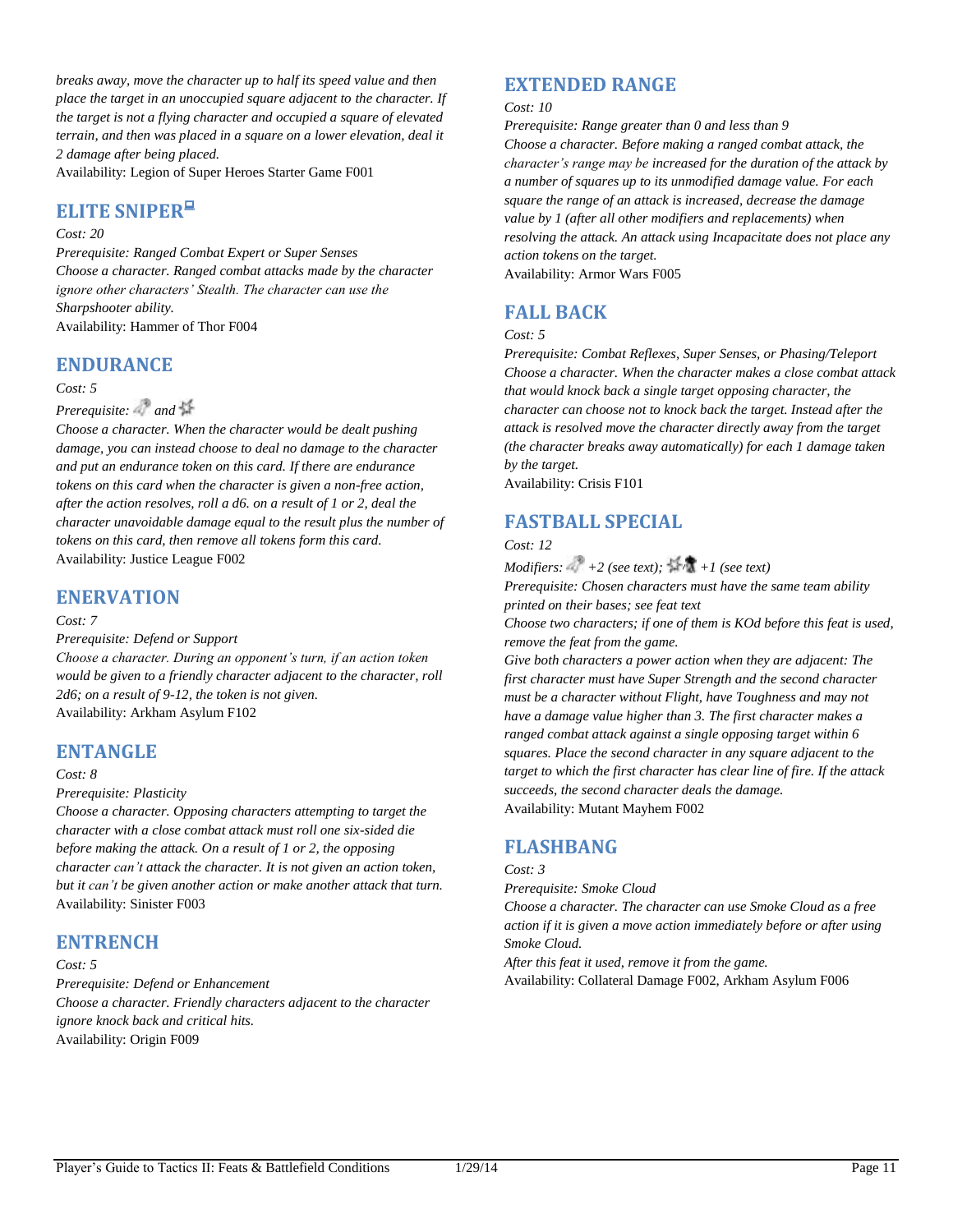*breaks away, move the character up to half its speed value and then place the target in an unoccupied square adjacent to the character. If the target is not a flying character and occupied a square of elevated terrain, and then was placed in a square on a lower elevation, deal it 2 damage after being placed.*
Availability: Legion of Super Heroes Starter Game F001

## ELITE SNIPER

*Cost: 20*
*Prerequisite: Ranged Combat Expert or Super Senses*
*Choose a character. Ranged combat attacks made by the character ignore other characters' Stealth. The character can use the Sharpshooter ability.*
Availability: Hammer of Thor F004

## ENDURANCE

*Cost: 5*
*Prerequisite: and*
*Choose a character. When the character would be dealt pushing damage, you can instead choose to deal no damage to the character and put an endurance token on this card. If there are endurance tokens on this card when the character is given a non-free action, after the action resolves, roll a d6. on a result of 1 or 2, deal the character unavoidable damage equal to the result plus the number of tokens on this card, then remove all tokens form this card.*
Availability: Justice League F002

## ENERVATION

*Cost: 7*
*Prerequisite: Defend or Support*
*Choose a character. During an opponent's turn, if an action token would be given to a friendly character adjacent to the character, roll 2d6; on a result of 9-12, the token is not given.*
Availability: Arkham Asylum F102

## ENTANGLE

*Cost: 8*
*Prerequisite: Plasticity*
*Choose a character. Opposing characters attempting to target the character with a close combat attack must roll one six-sided die before making the attack. On a result of 1 or 2, the opposing character can't attack the character. It is not given an action token, but it can't be given another action or make another attack that turn.*
Availability: Sinister F003

## ENTRENCH

*Cost: 5*
*Prerequisite: Defend or Enhancement*
*Choose a character. Friendly characters adjacent to the character ignore knock back and critical hits.*
Availability: Origin F009

## EXTENDED RANGE

*Cost: 10*
*Prerequisite: Range greater than 0 and less than 9*
*Choose a character. Before making a ranged combat attack, the character's range may be increased for the duration of the attack by a number of squares up to its unmodified damage value. For each square the range of an attack is increased, decrease the damage value by 1 (after all other modifiers and replacements) when resolving the attack. An attack using Incapacitate does not place any action tokens on the target.*
Availability: Armor Wars F005

## FALL BACK

*Cost: 5*
*Prerequisite: Combat Reflexes, Super Senses, or Phasing/Teleport*
*Choose a character. When the character makes a close combat attack that would knock back a single target opposing character, the character can choose not to knock back the target. Instead after the attack is resolved move the character directly away from the target (the character breaks away automatically) for each 1 damage taken by the target.*
Availability: Crisis F101

## FASTBALL SPECIAL

*Cost: 12*
*Modifiers: +2 (see text); / +1 (see text)*
*Prerequisite: Chosen characters must have the same team ability printed on their bases; see feat text*
*Choose two characters; if one of them is KOd before this feat is used, remove the feat from the game.*
*Give both characters a power action when they are adjacent: The first character must have Super Strength and the second character must be a character without Flight, have Toughness and may not have a damage value higher than 3. The first character makes a ranged combat attack against a single opposing target within 6 squares. Place the second character in any square adjacent to the target to which the first character has clear line of fire. If the attack succeeds, the second character deals the damage.*
Availability: Mutant Mayhem F002

## FLASHBANG

*Cost: 3*
*Prerequisite: Smoke Cloud*
*Choose a character. The character can use Smoke Cloud as a free action if it is given a move action immediately before or after using Smoke Cloud.*
*After this feat it used, remove it from the game.*
Availability: Collateral Damage F002, Arkham Asylum F006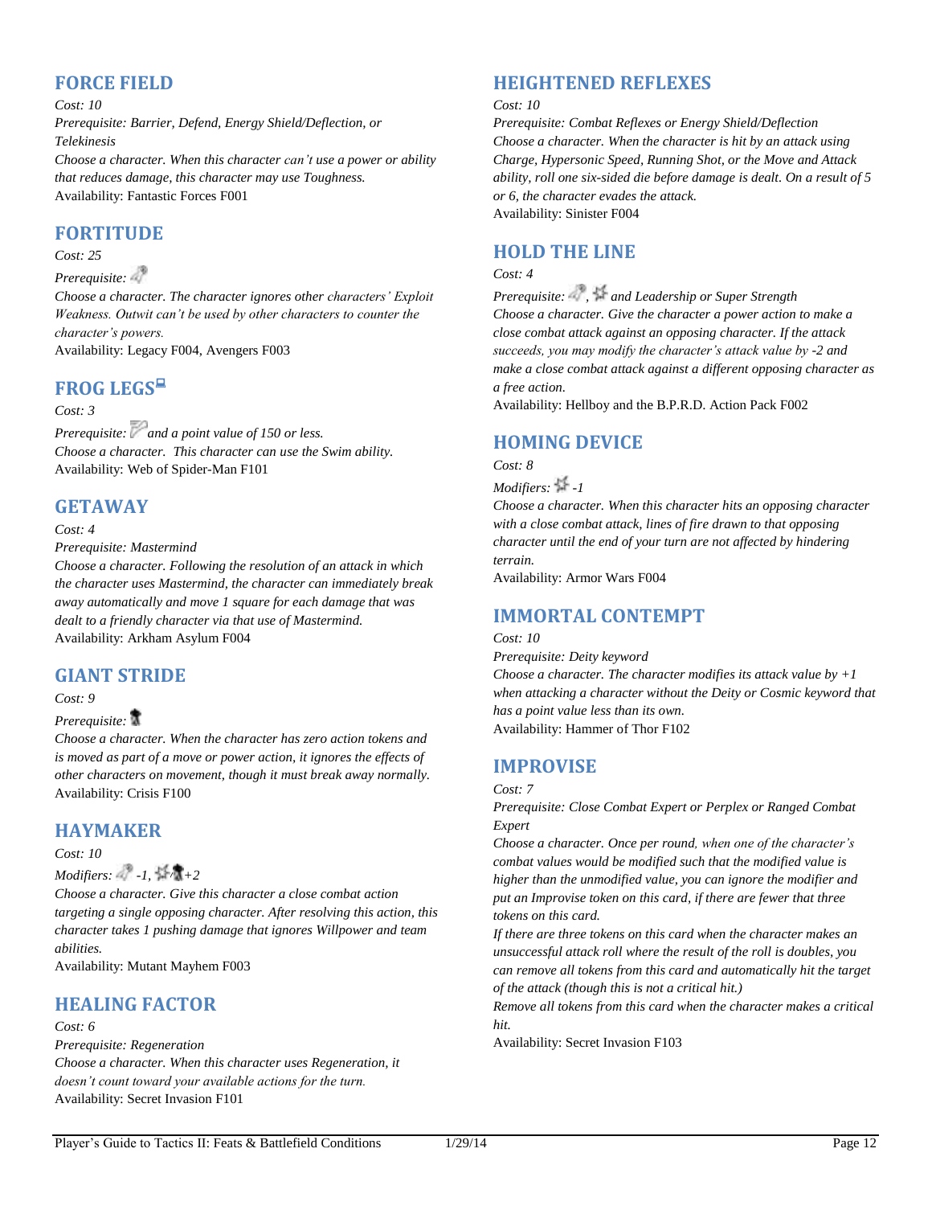## FORCE FIELD

*Cost: 10*

*Prerequisite: Barrier, Defend, Energy Shield/Deflection, or Telekinesis*

*Choose a character. When this character can't use a power or ability that reduces damage, this character may use Toughness.*

Availability: Fantastic Forces F001

## FORTITUDE

*Cost: 25*

*Prerequisite:*

*Choose a character. The character ignores other characters' Exploit Weakness. Outwit can't be used by other characters to counter the character's powers.*

Availability: Legacy F004, Avengers F003

## FROG LEGS

*Cost: 3*

*Prerequisite: and a point value of 150 or less.*

*Choose a character. This character can use the Swim ability.*

Availability: Web of Spider-Man F101

## GETAWAY

*Cost: 4*

*Prerequisite: Mastermind*

*Choose a character. Following the resolution of an attack in which the character uses Mastermind, the character can immediately break away automatically and move 1 square for each damage that was dealt to a friendly character via that use of Mastermind.*

Availability: Arkham Asylum F004

## GIANT STRIDE

*Cost: 9*

*Prerequisite:*

*Choose a character. When the character has zero action tokens and is moved as part of a move or power action, it ignores the effects of other characters on movement, though it must break away normally.*

Availability: Crisis F100

## HAYMAKER

*Cost: 10*

*Modifiers: -1, / +2*

*Choose a character. Give this character a close combat action targeting a single opposing character. After resolving this action, this character takes 1 pushing damage that ignores Willpower and team abilities.*

Availability: Mutant Mayhem F003

## HEALING FACTOR

*Cost: 6*

*Prerequisite: Regeneration*

*Choose a character. When this character uses Regeneration, it doesn't count toward your available actions for the turn.*

Availability: Secret Invasion F101

## HEIGHTENED REFLEXES

*Cost: 10*

*Prerequisite: Combat Reflexes or Energy Shield/Deflection*

*Choose a character. When the character is hit by an attack using Charge, Hypersonic Speed, Running Shot, or the Move and Attack ability, roll one six-sided die before damage is dealt. On a result of 5 or 6, the character evades the attack.*

Availability: Sinister F004

## HOLD THE LINE

*Cost: 4*

*Prerequisite: , and Leadership or Super Strength*

*Choose a character. Give the character a power action to make a close combat attack against an opposing character. If the attack succeeds, you may modify the character's attack value by -2 and make a close combat attack against a different opposing character as a free action.*

Availability: Hellboy and the B.P.R.D. Action Pack F002

## HOMING DEVICE

*Cost: 8*

*Modifiers: -1*

*Choose a character. When this character hits an opposing character with a close combat attack, lines of fire drawn to that opposing character until the end of your turn are not affected by hindering terrain.*

Availability: Armor Wars F004

## IMMORTAL CONTEMPT

*Cost: 10*

*Prerequisite: Deity keyword*

*Choose a character. The character modifies its attack value by +1 when attacking a character without the Deity or Cosmic keyword that has a point value less than its own.*

Availability: Hammer of Thor F102

## IMPROVISE

*Cost: 7*

*Prerequisite: Close Combat Expert or Perplex or Ranged Combat Expert*

*Choose a character. Once per round, when one of the character's combat values would be modified such that the modified value is higher than the unmodified value, you can ignore the modifier and put an Improvise token on this card, if there are fewer that three tokens on this card.*

*If there are three tokens on this card when the character makes an unsuccessful attack roll where the result of the roll is doubles, you can remove all tokens from this card and automatically hit the target of the attack (though this is not a critical hit.)*

*Remove all tokens from this card when the character makes a critical hit.*

Availability: Secret Invasion F103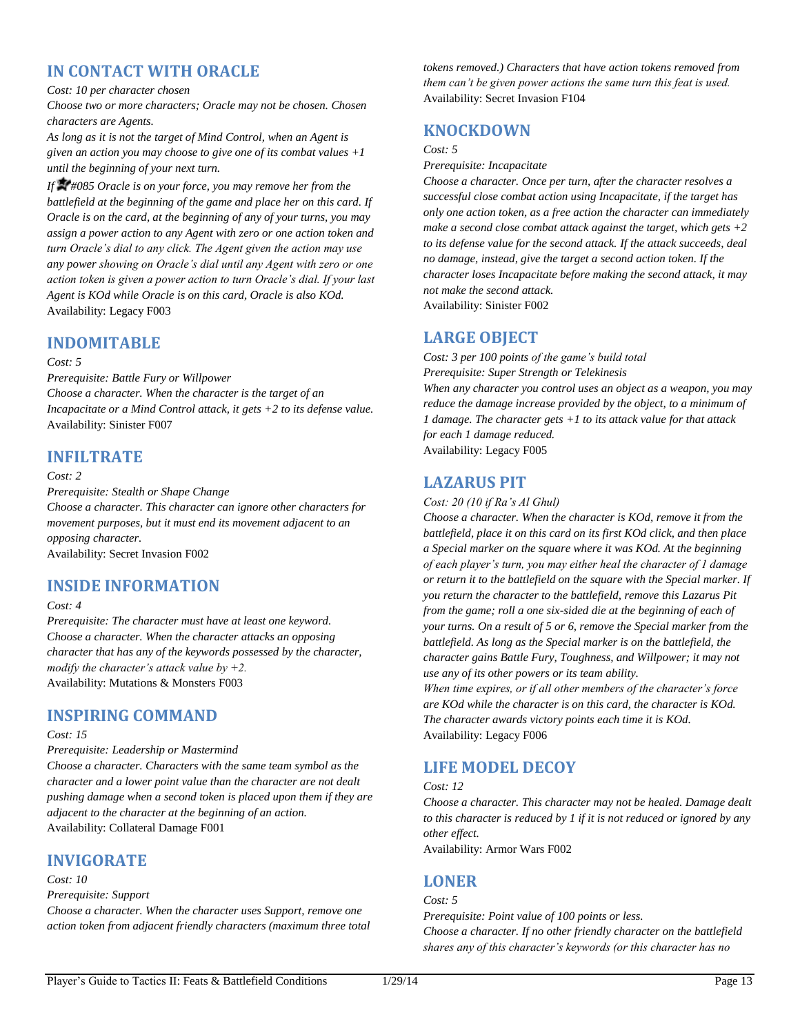## IN CONTACT WITH ORACLE

*Cost: 10 per character chosen*

*Choose two or more characters; Oracle may not be chosen. Chosen characters are Agents.*

*As long as it is not the target of Mind Control, when an Agent is given an action you may choose to give one of its combat values +1 until the beginning of your next turn.*

*If #085 Oracle is on your force, you may remove her from the battlefield at the beginning of the game and place her on this card. If Oracle is on the card, at the beginning of any of your turns, you may assign a power action to any Agent with zero or one action token and turn Oracle's dial to any click. The Agent given the action may use any power showing on Oracle's dial until any Agent with zero or one action token is given a power action to turn Oracle's dial. If your last Agent is KOd while Oracle is on this card, Oracle is also KOd.*

Availability: Legacy F003

## INDOMITABLE

*Cost: 5*

*Prerequisite: Battle Fury or Willpower*

*Choose a character. When the character is the target of an Incapacitate or a Mind Control attack, it gets +2 to its defense value.*

Availability: Sinister F007

## INFILTRATE

*Cost: 2*

*Prerequisite: Stealth or Shape Change*

*Choose a character. This character can ignore other characters for movement purposes, but it must end its movement adjacent to an opposing character.*

Availability: Secret Invasion F002

## INSIDE INFORMATION

*Cost: 4*

*Prerequisite: The character must have at least one keyword.*

*Choose a character. When the character attacks an opposing character that has any of the keywords possessed by the character, modify the character's attack value by +2.*

Availability: Mutations & Monsters F003

## INSPIRING COMMAND

*Cost: 15*

*Prerequisite: Leadership or Mastermind*

*Choose a character. Characters with the same team symbol as the character and a lower point value than the character are not dealt pushing damage when a second token is placed upon them if they are adjacent to the character at the beginning of an action.*

Availability: Collateral Damage F001

## INVIGORATE

*Cost: 10*

*Prerequisite: Support*

*Choose a character. When the character uses Support, remove one action token from adjacent friendly characters (maximum three total tokens removed.) Characters that have action tokens removed from them can't be given power actions the same turn this feat is used.*

Availability: Secret Invasion F104

## KNOCKDOWN

*Cost: 5*

*Prerequisite: Incapacitate*

*Choose a character. Once per turn, after the character resolves a successful close combat action using Incapacitate, if the target has only one action token, as a free action the character can immediately make a second close combat attack against the target, which gets +2 to its defense value for the second attack. If the attack succeeds, deal no damage, instead, give the target a second action token. If the character loses Incapacitate before making the second attack, it may not make the second attack.*

Availability: Sinister F002

## LARGE OBJECT

*Cost: 3 per 100 points of the game's build total*

*Prerequisite: Super Strength or Telekinesis*

*When any character you control uses an object as a weapon, you may reduce the damage increase provided by the object, to a minimum of 1 damage. The character gets +1 to its attack value for that attack for each 1 damage reduced.*

Availability: Legacy F005

## LAZARUS PIT

*Cost: 20 (10 if Ra's Al Ghul)*

*Choose a character. When the character is KOd, remove it from the battlefield, place it on this card on its first KOd click, and then place a Special marker on the square where it was KOd. At the beginning of each player's turn, you may either heal the character of 1 damage or return it to the battlefield on the square with the Special marker. If you return the character to the battlefield, remove this Lazarus Pit from the game; roll a one six-sided die at the beginning of each of your turns. On a result of 5 or 6, remove the Special marker from the battlefield. As long as the Special marker is on the battlefield, the character gains Battle Fury, Toughness, and Willpower; it may not use any of its other powers or its team ability.*

*When time expires, or if all other members of the character's force are KOd while the character is on this card, the character is KOd. The character awards victory points each time it is KOd.*

Availability: Legacy F006

## LIFE MODEL DECOY

*Cost: 12*

*Choose a character. This character may not be healed. Damage dealt to this character is reduced by 1 if it is not reduced or ignored by any other effect.*

Availability: Armor Wars F002

## LONER

*Cost: 5*

*Prerequisite: Point value of 100 points or less.*

*Choose a character. If no other friendly character on the battlefield shares any of this character's keywords (or this character has no*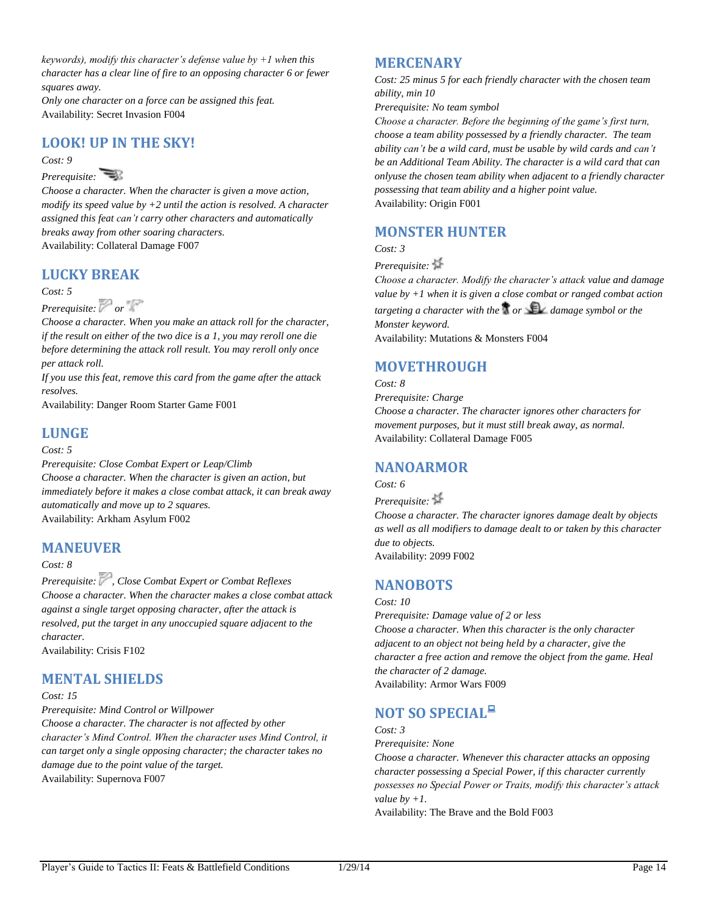*keywords), modify this character's defense value by +1 when this character has a clear line of fire to an opposing character 6 or fewer squares away.*
*Only one character on a force can be assigned this feat.*
Availability: Secret Invasion F004

## LOOK! UP IN THE SKY!

*Cost: 9*
*Prerequisite:*
*Choose a character. When the character is given a move action, modify its speed value by +2 until the action is resolved. A character assigned this feat can't carry other characters and automatically breaks away from other soaring characters.*
Availability: Collateral Damage F007

## LUCKY BREAK

*Cost: 5*
*Prerequisite: or*
*Choose a character. When you make an attack roll for the character, if the result on either of the two dice is a 1, you may reroll one die before determining the attack roll result. You may reroll only once per attack roll.*
*If you use this feat, remove this card from the game after the attack resolves.*
Availability: Danger Room Starter Game F001

## LUNGE

*Cost: 5*
*Prerequisite: Close Combat Expert or Leap/Climb*
*Choose a character. When the character is given an action, but immediately before it makes a close combat attack, it can break away automatically and move up to 2 squares.*
Availability: Arkham Asylum F002

## MANEUVER

*Cost: 8*
*Prerequisite: , Close Combat Expert or Combat Reflexes*
*Choose a character. When the character makes a close combat attack against a single target opposing character, after the attack is resolved, put the target in any unoccupied square adjacent to the character.*
Availability: Crisis F102

## MENTAL SHIELDS

*Cost: 15*
*Prerequisite: Mind Control or Willpower*
*Choose a character. The character is not affected by other character's Mind Control. When the character uses Mind Control, it can target only a single opposing character; the character takes no damage due to the point value of the target.*
Availability: Supernova F007

## MERCENARY

*Cost: 25 minus 5 for each friendly character with the chosen team ability, min 10*
*Prerequisite: No team symbol*
*Choose a character. Before the beginning of the game's first turn, choose a team ability possessed by a friendly character. The team ability can't be a wild card, must be usable by wild cards and can't be an Additional Team Ability. The character is a wild card that can onlyuse the chosen team ability when adjacent to a friendly character possessing that team ability and a higher point value.*
Availability: Origin F001

## MONSTER HUNTER

*Cost: 3*
*Prerequisite:*
*Choose a character. Modify the character's attack value and damage value by +1 when it is given a close combat or ranged combat action targeting a character with the or damage symbol or the Monster keyword.*
Availability: Mutations & Monsters F004

## MOVETHROUGH

*Cost: 8*
*Prerequisite: Charge*
*Choose a character. The character ignores other characters for movement purposes, but it must still break away, as normal.*
Availability: Collateral Damage F005

## NANOARMOR

*Cost: 6*
*Prerequisite:*
*Choose a character. The character ignores damage dealt by objects as well as all modifiers to damage dealt to or taken by this character due to objects.*
Availability: 2099 F002

## NANOBOTS

*Cost: 10*
*Prerequisite: Damage value of 2 or less*
*Choose a character. When this character is the only character adjacent to an object not being held by a character, give the character a free action and remove the object from the game. Heal the character of 2 damage.*
Availability: Armor Wars F009

## NOT SO SPECIAL

*Cost: 3*
*Prerequisite: None*
*Choose a character. Whenever this character attacks an opposing character possessing a Special Power, if this character currently possesses no Special Power or Traits, modify this character's attack value by +1.*
Availability: The Brave and the Bold F003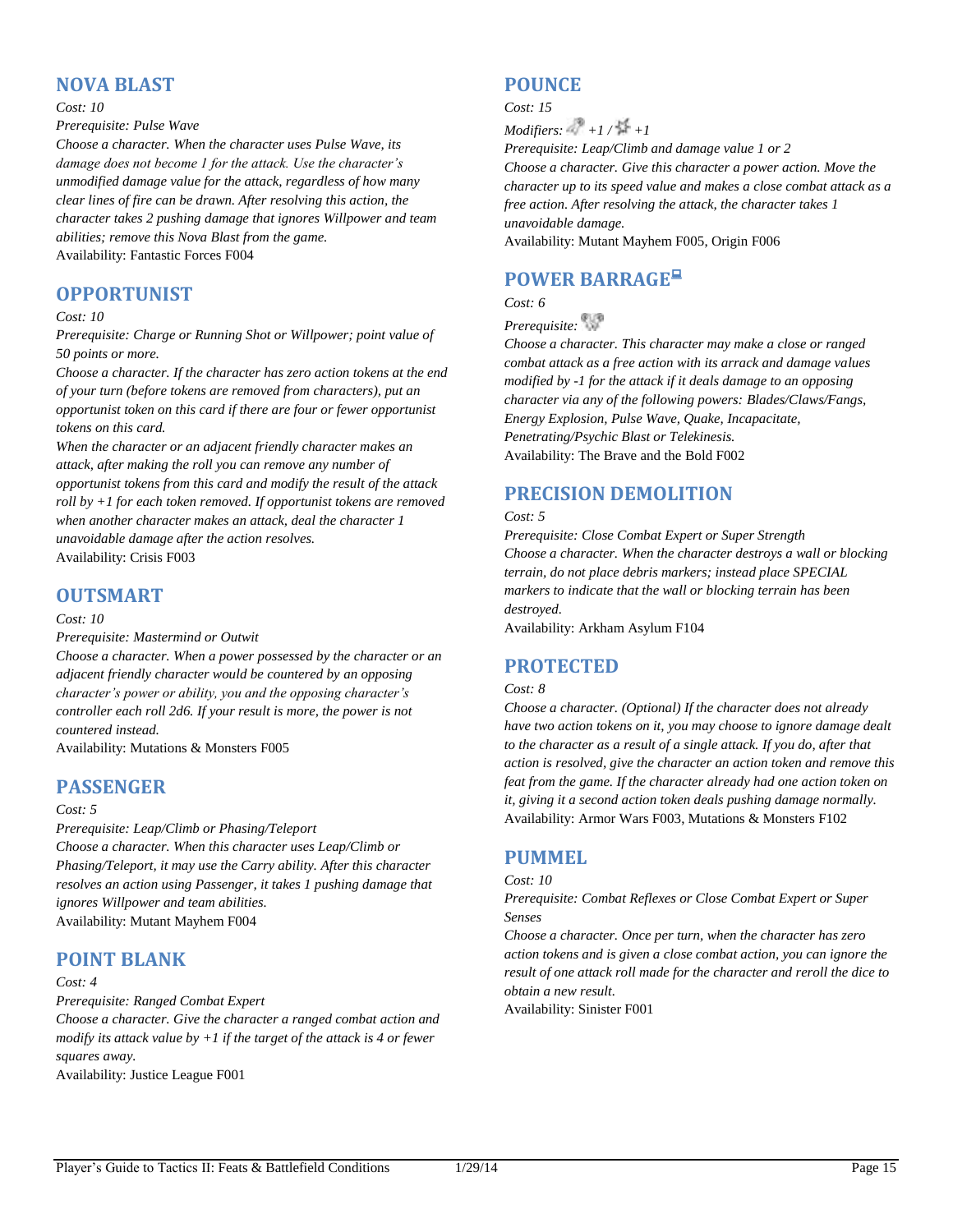## NOVA BLAST

*Cost: 10*

*Prerequisite: Pulse Wave*

*Choose a character. When the character uses Pulse Wave, its damage does not become 1 for the attack. Use the character's unmodified damage value for the attack, regardless of how many clear lines of fire can be drawn. After resolving this action, the character takes 2 pushing damage that ignores Willpower and team abilities; remove this Nova Blast from the game.*

Availability: Fantastic Forces F004

## OPPORTUNIST

*Cost: 10*

*Prerequisite: Charge or Running Shot or Willpower; point value of 50 points or more.*

*Choose a character. If the character has zero action tokens at the end of your turn (before tokens are removed from characters), put an opportunist token on this card if there are four or fewer opportunist tokens on this card.*

*When the character or an adjacent friendly character makes an attack, after making the roll you can remove any number of opportunist tokens from this card and modify the result of the attack roll by +1 for each token removed. If opportunist tokens are removed when another character makes an attack, deal the character 1 unavoidable damage after the action resolves.*

Availability: Crisis F003

## OUTSMART

*Cost: 10*

*Prerequisite: Mastermind or Outwit*

*Choose a character. When a power possessed by the character or an adjacent friendly character would be countered by an opposing character's power or ability, you and the opposing character's controller each roll 2d6. If your result is more, the power is not countered instead.*

Availability: Mutations & Monsters F005

## PASSENGER

*Cost: 5*

*Prerequisite: Leap/Climb or Phasing/Teleport*

*Choose a character. When this character uses Leap/Climb or Phasing/Teleport, it may use the Carry ability. After this character resolves an action using Passenger, it takes 1 pushing damage that ignores Willpower and team abilities.*

Availability: Mutant Mayhem F004

## POINT BLANK

*Cost: 4*

*Prerequisite: Ranged Combat Expert*

*Choose a character. Give the character a ranged combat action and modify its attack value by +1 if the target of the attack is 4 or fewer squares away.*

Availability: Justice League F001

## POUNCE

*Cost: 15*

*Modifiers: +1 / +1*

*Prerequisite: Leap/Climb and damage value 1 or 2*

*Choose a character. Give this character a power action. Move the character up to its speed value and makes a close combat attack as a free action. After resolving the attack, the character takes 1 unavoidable damage.*

Availability: Mutant Mayhem F005, Origin F006

## POWER BARRAGE

*Cost: 6*

*Prerequisite:*

*Choose a character. This character may make a close or ranged combat attack as a free action with its arrack and damage values modified by -1 for the attack if it deals damage to an opposing character via any of the following powers: Blades/Claws/Fangs, Energy Explosion, Pulse Wave, Quake, Incapacitate, Penetrating/Psychic Blast or Telekinesis.*

Availability: The Brave and the Bold F002

## PRECISION DEMOLITION

*Cost: 5*

*Prerequisite: Close Combat Expert or Super Strength*

*Choose a character. When the character destroys a wall or blocking terrain, do not place debris markers; instead place SPECIAL markers to indicate that the wall or blocking terrain has been destroyed.*

Availability: Arkham Asylum F104

## PROTECTED

*Cost: 8*

*Choose a character. (Optional) If the character does not already have two action tokens on it, you may choose to ignore damage dealt to the character as a result of a single attack. If you do, after that action is resolved, give the character an action token and remove this feat from the game. If the character already had one action token on it, giving it a second action token deals pushing damage normally.*

Availability: Armor Wars F003, Mutations & Monsters F102

## PUMMEL

*Cost: 10*

*Prerequisite: Combat Reflexes or Close Combat Expert or Super Senses*

*Choose a character. Once per turn, when the character has zero action tokens and is given a close combat action, you can ignore the result of one attack roll made for the character and reroll the dice to obtain a new result.*

Availability: Sinister F001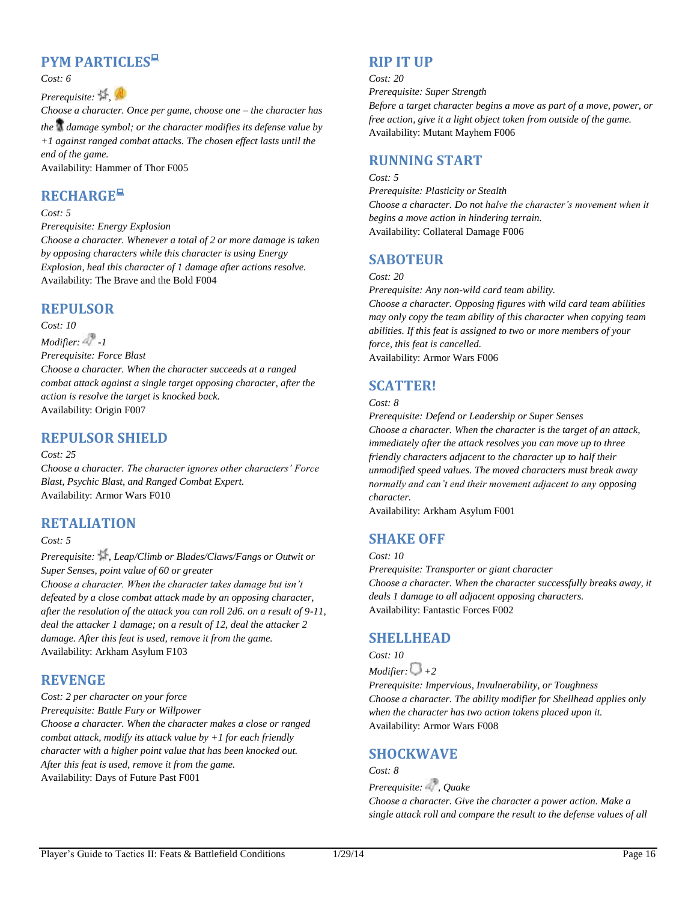## PYM PARTICLES

*Cost: 6*

*Prerequisite:* ,

*Choose a character. Once per game, choose one – the character has the damage symbol; or the character modifies its defense value by +1 against ranged combat attacks. The chosen effect lasts until the end of the game.*

Availability: Hammer of Thor F005

## RECHARGE

*Cost: 5*

*Prerequisite: Energy Explosion*

*Choose a character. Whenever a total of 2 or more damage is taken by opposing characters while this character is using Energy Explosion, heal this character of 1 damage after actions resolve.*

Availability: The Brave and the Bold F004

## REPULSOR

*Cost: 10*

*Modifier:* *-1*

*Prerequisite: Force Blast*

*Choose a character. When the character succeeds at a ranged combat attack against a single target opposing character, after the action is resolve the target is knocked back.*

Availability: Origin F007

## REPULSOR SHIELD

*Cost: 25*

*Choose a character. The character ignores other characters' Force Blast, Psychic Blast, and Ranged Combat Expert.*

Availability: Armor Wars F010

## RETALIATION

*Cost: 5*

*Prerequisite:* *, Leap/Climb or Blades/Claws/Fangs or Outwit or Super Senses, point value of 60 or greater*

*Choose a character. When the character takes damage but isn't defeated by a close combat attack made by an opposing character, after the resolution of the attack you can roll 2d6. on a result of 9-11, deal the attacker 1 damage; on a result of 12, deal the attacker 2 damage. After this feat is used, remove it from the game.*

Availability: Arkham Asylum F103

## REVENGE

*Cost: 2 per character on your force*

*Prerequisite: Battle Fury or Willpower*

*Choose a character. When the character makes a close or ranged combat attack, modify its attack value by +1 for each friendly character with a higher point value that has been knocked out. After this feat is used, remove it from the game.*

Availability: Days of Future Past F001

## RIP IT UP

*Cost: 20*

*Prerequisite: Super Strength*

*Before a target character begins a move as part of a move, power, or free action, give it a light object token from outside of the game.*

Availability: Mutant Mayhem F006

## RUNNING START

*Cost: 5*

*Prerequisite: Plasticity or Stealth*

*Choose a character. Do not halve the character's movement when it begins a move action in hindering terrain.*

Availability: Collateral Damage F006

## SABOTEUR

*Cost: 20*

*Prerequisite: Any non-wild card team ability.*

*Choose a character. Opposing figures with wild card team abilities may only copy the team ability of this character when copying team abilities. If this feat is assigned to two or more members of your force, this feat is cancelled.*

Availability: Armor Wars F006

## SCATTER!

*Cost: 8*

*Prerequisite: Defend or Leadership or Super Senses*

*Choose a character. When the character is the target of an attack, immediately after the attack resolves you can move up to three friendly characters adjacent to the character up to half their unmodified speed values. The moved characters must break away normally and can't end their movement adjacent to any opposing character.*

Availability: Arkham Asylum F001

## SHAKE OFF

*Cost: 10*

*Prerequisite: Transporter or giant character*

*Choose a character. When the character successfully breaks away, it deals 1 damage to all adjacent opposing characters.*

Availability: Fantastic Forces F002

## SHELLHEAD

*Cost: 10*

*Modifier:* *+2*

*Prerequisite: Impervious, Invulnerability, or Toughness*

*Choose a character. The ability modifier for Shellhead applies only when the character has two action tokens placed upon it.*

Availability: Armor Wars F008

## SHOCKWAVE

*Cost: 8*

*Prerequisite:* *, Quake*

*Choose a character. Give the character a power action. Make a single attack roll and compare the result to the defense values of all*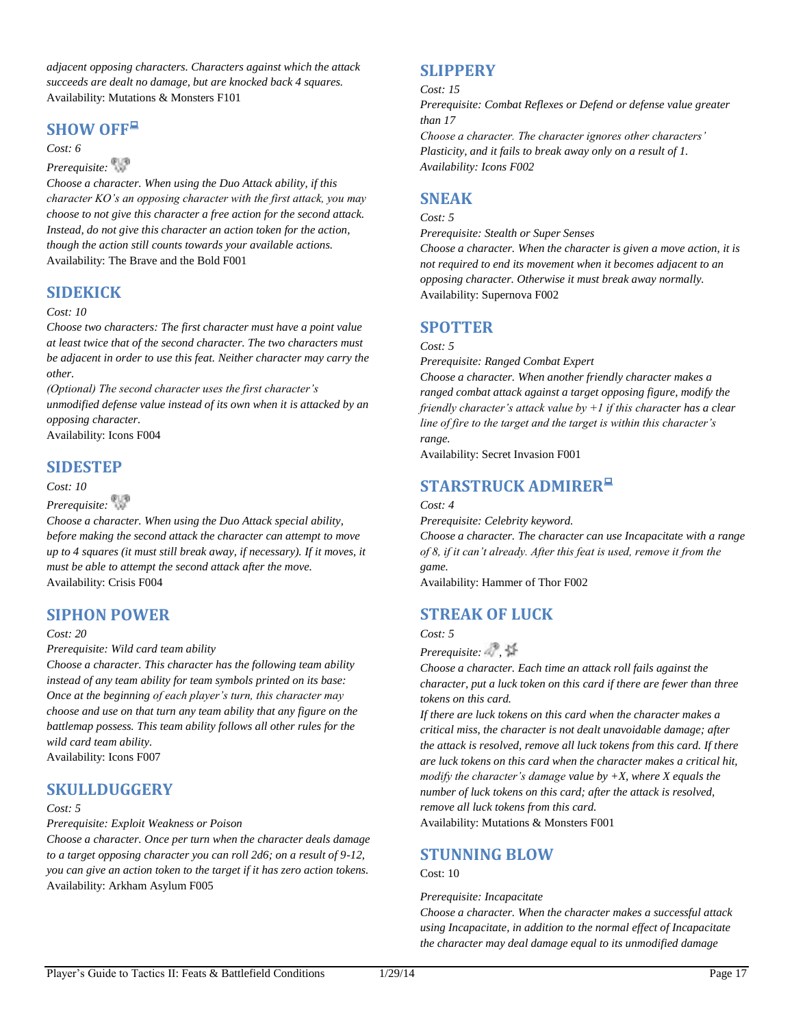*adjacent opposing characters. Characters against which the attack succeeds are dealt no damage, but are knocked back 4 squares.*
Availability: Mutations & Monsters F101

## SHOW OFF

*Cost: 6*

*Prerequisite:*

*Choose a character. When using the Duo Attack ability, if this character KO's an opposing character with the first attack, you may choose to not give this character a free action for the second attack. Instead, do not give this character an action token for the action, though the action still counts towards your available actions.*
Availability: The Brave and the Bold F001

## SIDEKICK

*Cost: 10*

*Choose two characters: The first character must have a point value at least twice that of the second character. The two characters must be adjacent in order to use this feat. Neither character may carry the other.*

*(Optional) The second character uses the first character's unmodified defense value instead of its own when it is attacked by an opposing character.*
Availability: Icons F004

## SIDESTEP

*Cost: 10*

*Prerequisite:*

*Choose a character. When using the Duo Attack special ability, before making the second attack the character can attempt to move up to 4 squares (it must still break away, if necessary). If it moves, it must be able to attempt the second attack after the move.*
Availability: Crisis F004

## SIPHON POWER

*Cost: 20*

*Prerequisite: Wild card team ability*

*Choose a character. This character has the following team ability instead of any team ability for team symbols printed on its base: Once at the beginning of each player's turn, this character may choose and use on that turn any team ability that any figure on the battlemap possess. This team ability follows all other rules for the wild card team ability.*
Availability: Icons F007

## SKULLDUGGERY

*Cost: 5*

*Prerequisite: Exploit Weakness or Poison*

*Choose a character. Once per turn when the character deals damage to a target opposing character you can roll 2d6; on a result of 9-12, you can give an action token to the target if it has zero action tokens.*
Availability: Arkham Asylum F005

## SLIPPERY

*Cost: 15*

*Prerequisite: Combat Reflexes or Defend or defense value greater than 17*

*Choose a character. The character ignores other characters' Plasticity, and it fails to break away only on a result of 1.*

*Availability: Icons F002*

## SNEAK

*Cost: 5*

*Prerequisite: Stealth or Super Senses*

*Choose a character. When the character is given a move action, it is not required to end its movement when it becomes adjacent to an opposing character. Otherwise it must break away normally.*
Availability: Supernova F002

## SPOTTER

*Cost: 5*

*Prerequisite: Ranged Combat Expert*

*Choose a character. When another friendly character makes a ranged combat attack against a target opposing figure, modify the friendly character's attack value by +1 if this character has a clear line of fire to the target and the target is within this character's range.*
Availability: Secret Invasion F001

## STARSTRUCK ADMIRER

*Cost: 4*

*Prerequisite: Celebrity keyword.*

*Choose a character. The character can use Incapacitate with a range of 8, if it can't already. After this feat is used, remove it from the game.*
Availability: Hammer of Thor F002

## STREAK OF LUCK

*Cost: 5*

*Prerequisite: ,*

*Choose a character. Each time an attack roll fails against the character, put a luck token on this card if there are fewer than three tokens on this card.*

*If there are luck tokens on this card when the character makes a critical miss, the character is not dealt unavoidable damage; after the attack is resolved, remove all luck tokens from this card. If there are luck tokens on this card when the character makes a critical hit, modify the character's damage value by +X, where X equals the number of luck tokens on this card; after the attack is resolved, remove all luck tokens from this card.*
Availability: Mutations & Monsters F001

## STUNNING BLOW

Cost: 10

*Prerequisite: Incapacitate*

*Choose a character. When the character makes a successful attack using Incapacitate, in addition to the normal effect of Incapacitate the character may deal damage equal to its unmodified damage*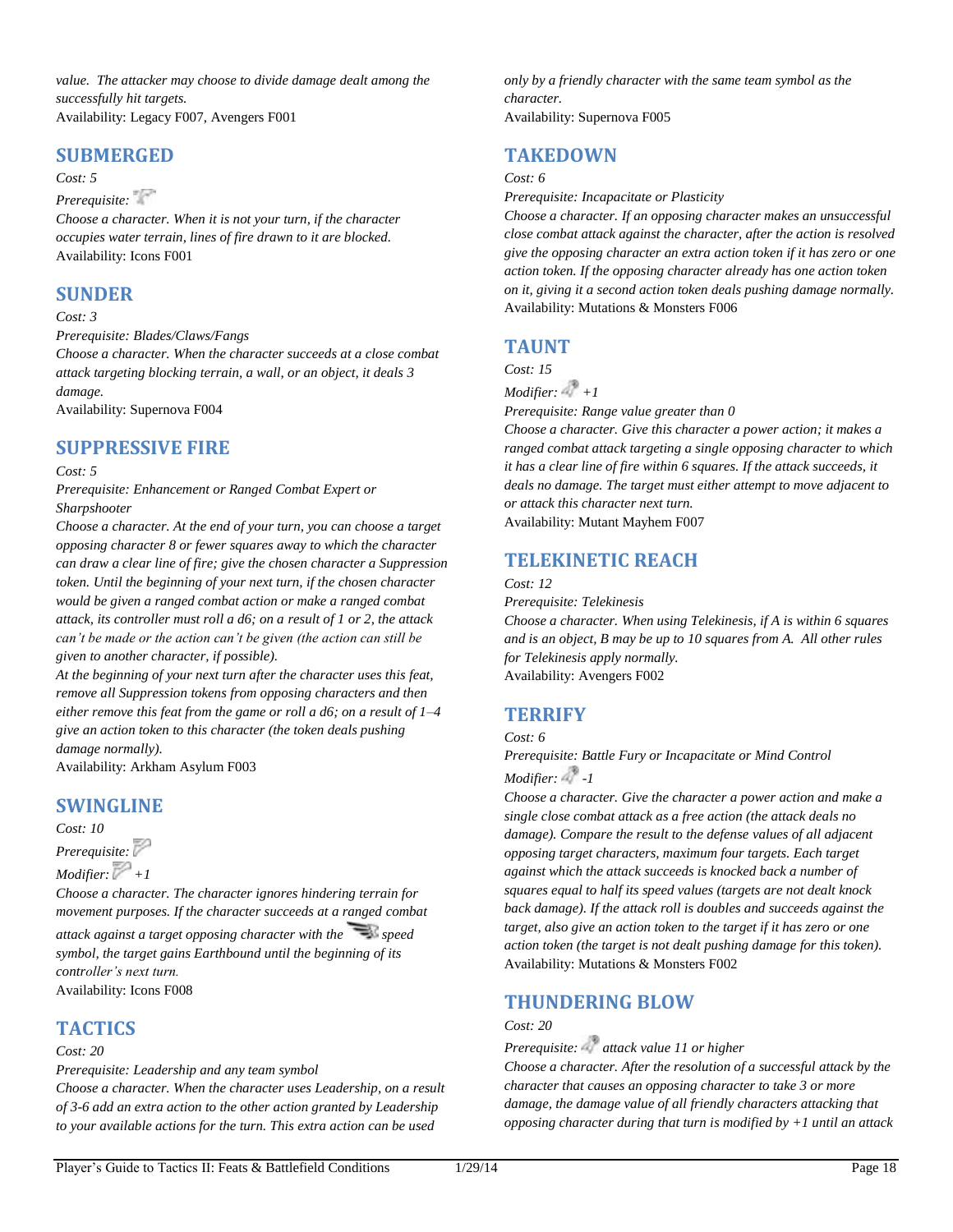*value. The attacker may choose to divide damage dealt among the successfully hit targets.*
Availability: Legacy F007, Avengers F001

## SUBMERGED

*Cost: 5*
*Prerequisite:*
*Choose a character. When it is not your turn, if the character occupies water terrain, lines of fire drawn to it are blocked.*
Availability: Icons F001

## SUNDER

*Cost: 3*
*Prerequisite: Blades/Claws/Fangs*
*Choose a character. When the character succeeds at a close combat attack targeting blocking terrain, a wall, or an object, it deals 3 damage.*
Availability: Supernova F004

## SUPPRESSIVE FIRE

*Cost: 5*
*Prerequisite: Enhancement or Ranged Combat Expert or Sharpshooter*
*Choose a character. At the end of your turn, you can choose a target opposing character 8 or fewer squares away to which the character can draw a clear line of fire; give the chosen character a Suppression token. Until the beginning of your next turn, if the chosen character would be given a ranged combat action or make a ranged combat attack, its controller must roll a d6; on a result of 1 or 2, the attack can't be made or the action can't be given (the action can still be given to another character, if possible).*
*At the beginning of your next turn after the character uses this feat, remove all Suppression tokens from opposing characters and then either remove this feat from the game or roll a d6; on a result of 1–4 give an action token to this character (the token deals pushing damage normally).*
Availability: Arkham Asylum F003

## SWINGLINE

*Cost: 10*
*Prerequisite:*
*Modifier: +1*
*Choose a character. The character ignores hindering terrain for movement purposes. If the character succeeds at a ranged combat attack against a target opposing character with the speed symbol, the target gains Earthbound until the beginning of its controller's next turn.*
Availability: Icons F008

## TACTICS

*Cost: 20*
*Prerequisite: Leadership and any team symbol*
*Choose a character. When the character uses Leadership, on a result of 3-6 add an extra action to the other action granted by Leadership to your available actions for the turn. This extra action can be used only by a friendly character with the same team symbol as the character.*
Availability: Supernova F005

## TAKEDOWN

*Cost: 6*
*Prerequisite: Incapacitate or Plasticity*
*Choose a character. If an opposing character makes an unsuccessful close combat attack against the character, after the action is resolved give the opposing character an extra action token if it has zero or one action token. If the opposing character already has one action token on it, giving it a second action token deals pushing damage normally.*
Availability: Mutations & Monsters F006

## TAUNT

*Cost: 15*
*Modifier: +1*
*Prerequisite: Range value greater than 0*
*Choose a character. Give this character a power action; it makes a ranged combat attack targeting a single opposing character to which it has a clear line of fire within 6 squares. If the attack succeeds, it deals no damage. The target must either attempt to move adjacent to or attack this character next turn.*
Availability: Mutant Mayhem F007

## TELEKINETIC REACH

*Cost: 12*
*Prerequisite: Telekinesis*
*Choose a character. When using Telekinesis, if A is within 6 squares and is an object, B may be up to 10 squares from A. All other rules for Telekinesis apply normally.*
Availability: Avengers F002

## TERRIFY

*Cost: 6*
*Prerequisite: Battle Fury or Incapacitate or Mind Control*
*Modifier: -1*
*Choose a character. Give the character a power action and make a single close combat attack as a free action (the attack deals no damage). Compare the result to the defense values of all adjacent opposing target characters, maximum four targets. Each target against which the attack succeeds is knocked back a number of squares equal to half its speed values (targets are not dealt knock back damage). If the attack roll is doubles and succeeds against the target, also give an action token to the target if it has zero or one action token (the target is not dealt pushing damage for this token).*
Availability: Mutations & Monsters F002

## THUNDERING BLOW

*Cost: 20*
*Prerequisite: attack value 11 or higher*
*Choose a character. After the resolution of a successful attack by the character that causes an opposing character to take 3 or more damage, the damage value of all friendly characters attacking that opposing character during that turn is modified by +1 until an attack*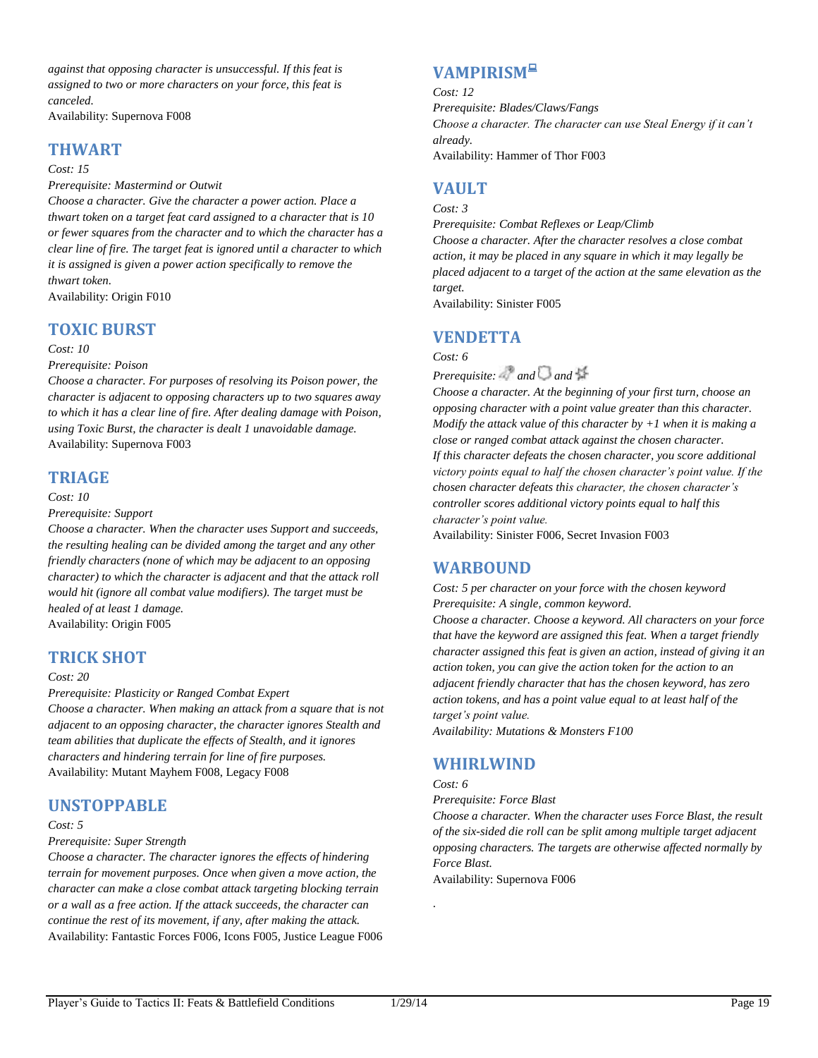*against that opposing character is unsuccessful. If this feat is assigned to two or more characters on your force, this feat is canceled.*
Availability: Supernova F008

## THWART

*Cost: 15*

*Prerequisite: Mastermind or Outwit*

*Choose a character. Give the character a power action. Place a thwart token on a target feat card assigned to a character that is 10 or fewer squares from the character and to which the character has a clear line of fire. The target feat is ignored until a character to which it is assigned is given a power action specifically to remove the thwart token.*
Availability: Origin F010

## TOXIC BURST

*Cost: 10*

*Prerequisite: Poison*

*Choose a character. For purposes of resolving its Poison power, the character is adjacent to opposing characters up to two squares away to which it has a clear line of fire. After dealing damage with Poison, using Toxic Burst, the character is dealt 1 unavoidable damage.*
Availability: Supernova F003

## TRIAGE

*Cost: 10*

*Prerequisite: Support*

*Choose a character. When the character uses Support and succeeds, the resulting healing can be divided among the target and any other friendly characters (none of which may be adjacent to an opposing character) to which the character is adjacent and that the attack roll would hit (ignore all combat value modifiers). The target must be healed of at least 1 damage.*
Availability: Origin F005

## TRICK SHOT

*Cost: 20*

*Prerequisite: Plasticity or Ranged Combat Expert*

*Choose a character. When making an attack from a square that is not adjacent to an opposing character, the character ignores Stealth and team abilities that duplicate the effects of Stealth, and it ignores characters and hindering terrain for line of fire purposes.*
Availability: Mutant Mayhem F008, Legacy F008

## UNSTOPPABLE

*Cost: 5*

*Prerequisite: Super Strength*

*Choose a character. The character ignores the effects of hindering terrain for movement purposes. Once when given a move action, the character can make a close combat attack targeting blocking terrain or a wall as a free action. If the attack succeeds, the character can continue the rest of its movement, if any, after making the attack.*
Availability: Fantastic Forces F006, Icons F005, Justice League F006

## VAMPIRISM

*Cost: 12*

*Prerequisite: Blades/Claws/Fangs*

*Choose a character. The character can use Steal Energy if it can't already.*
Availability: Hammer of Thor F003

## VAULT

*Cost: 3*

*Prerequisite: Combat Reflexes or Leap/Climb*

*Choose a character. After the character resolves a close combat action, it may be placed in any square in which it may legally be placed adjacent to a target of the action at the same elevation as the target.*
Availability: Sinister F005

## VENDETTA

*Cost: 6*

*Prerequisite: and and*

*Choose a character. At the beginning of your first turn, choose an opposing character with a point value greater than this character. Modify the attack value of this character by +1 when it is making a close or ranged combat attack against the chosen character. If this character defeats the chosen character, you score additional victory points equal to half the chosen character's point value. If the chosen character defeats this character, the chosen character's controller scores additional victory points equal to half this character's point value.*
Availability: Sinister F006, Secret Invasion F003

## WARBOUND

*Cost: 5 per character on your force with the chosen keyword*

*Prerequisite: A single, common keyword.*

*Choose a character. Choose a keyword. All characters on your force that have the keyword are assigned this feat. When a target friendly character assigned this feat is given an action, instead of giving it an action token, you can give the action token for the action to an adjacent friendly character that has the chosen keyword, has zero action tokens, and has a point value equal to at least half of the target's point value.*

*Availability: Mutations & Monsters F100*

## WHIRLWIND

*Cost: 6*

*Prerequisite: Force Blast*

*Choose a character. When the character uses Force Blast, the result of the six-sided die roll can be split among multiple target adjacent opposing characters. The targets are otherwise affected normally by Force Blast.*
Availability: Supernova F006

.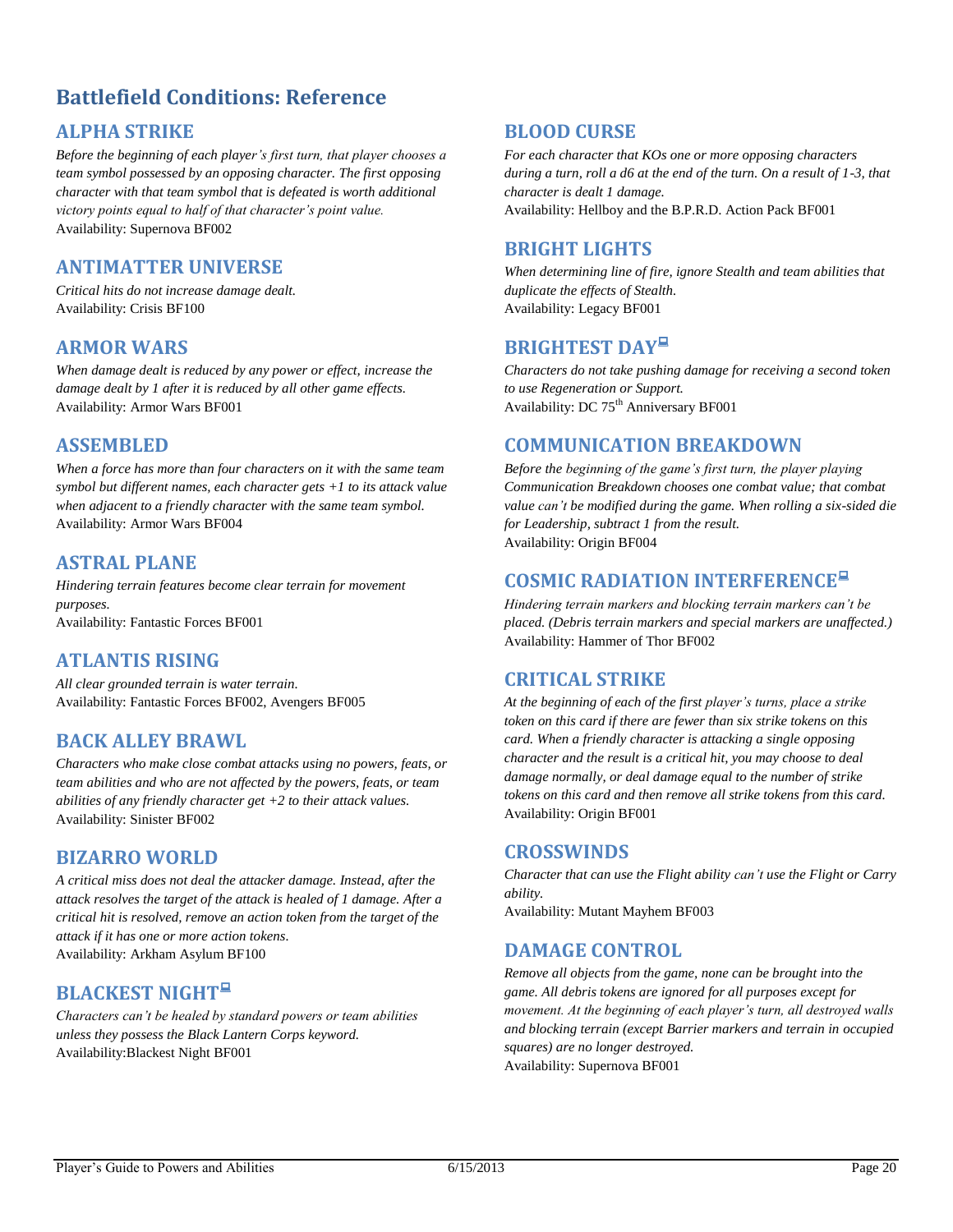## Battlefield Conditions: Reference

### ALPHA STRIKE

*Before the beginning of each player's first turn, that player chooses a team symbol possessed by an opposing character. The first opposing character with that team symbol that is defeated is worth additional victory points equal to half of that character's point value.*
Availability: Supernova BF002

### ANTIMATTER UNIVERSE

*Critical hits do not increase damage dealt.*
Availability: Crisis BF100

### ARMOR WARS

*When damage dealt is reduced by any power or effect, increase the damage dealt by 1 after it is reduced by all other game effects.*
Availability: Armor Wars BF001

### ASSEMBLED

*When a force has more than four characters on it with the same team symbol but different names, each character gets +1 to its attack value when adjacent to a friendly character with the same team symbol.*
Availability: Armor Wars BF004

### ASTRAL PLANE

*Hindering terrain features become clear terrain for movement purposes.*
Availability: Fantastic Forces BF001

### ATLANTIS RISING

*All clear grounded terrain is water terrain.*
Availability: Fantastic Forces BF002, Avengers BF005

### BACK ALLEY BRAWL

*Characters who make close combat attacks using no powers, feats, or team abilities and who are not affected by the powers, feats, or team abilities of any friendly character get +2 to their attack values.*
Availability: Sinister BF002

### BIZARRO WORLD

*A critical miss does not deal the attacker damage. Instead, after the attack resolves the target of the attack is healed of 1 damage. After a critical hit is resolved, remove an action token from the target of the attack if it has one or more action tokens.*
Availability: Arkham Asylum BF100

### BLACKEST NIGHT

*Characters can't be healed by standard powers or team abilities unless they possess the Black Lantern Corps keyword.*
Availability:Blackest Night BF001

### BLOOD CURSE

*For each character that KOs one or more opposing characters during a turn, roll a d6 at the end of the turn. On a result of 1-3, that character is dealt 1 damage.*
Availability: Hellboy and the B.P.R.D. Action Pack BF001

### BRIGHT LIGHTS

*When determining line of fire, ignore Stealth and team abilities that duplicate the effects of Stealth.*
Availability: Legacy BF001

### BRIGHTEST DAY

*Characters do not take pushing damage for receiving a second token to use Regeneration or Support.*
Availability: DC 75th Anniversary BF001

### COMMUNICATION BREAKDOWN

*Before the beginning of the game's first turn, the player playing Communication Breakdown chooses one combat value; that combat value can't be modified during the game. When rolling a six-sided die for Leadership, subtract 1 from the result.*
Availability: Origin BF004

### COSMIC RADIATION INTERFERENCE

*Hindering terrain markers and blocking terrain markers can't be placed. (Debris terrain markers and special markers are unaffected.)*
Availability: Hammer of Thor BF002

### CRITICAL STRIKE

*At the beginning of each of the first player's turns, place a strike token on this card if there are fewer than six strike tokens on this card. When a friendly character is attacking a single opposing character and the result is a critical hit, you may choose to deal damage normally, or deal damage equal to the number of strike tokens on this card and then remove all strike tokens from this card.*
Availability: Origin BF001

### CROSSWINDS

*Character that can use the Flight ability can't use the Flight or Carry ability.*
Availability: Mutant Mayhem BF003

### DAMAGE CONTROL

*Remove all objects from the game, none can be brought into the game. All debris tokens are ignored for all purposes except for movement. At the beginning of each player's turn, all destroyed walls and blocking terrain (except Barrier markers and terrain in occupied squares) are no longer destroyed.*
Availability: Supernova BF001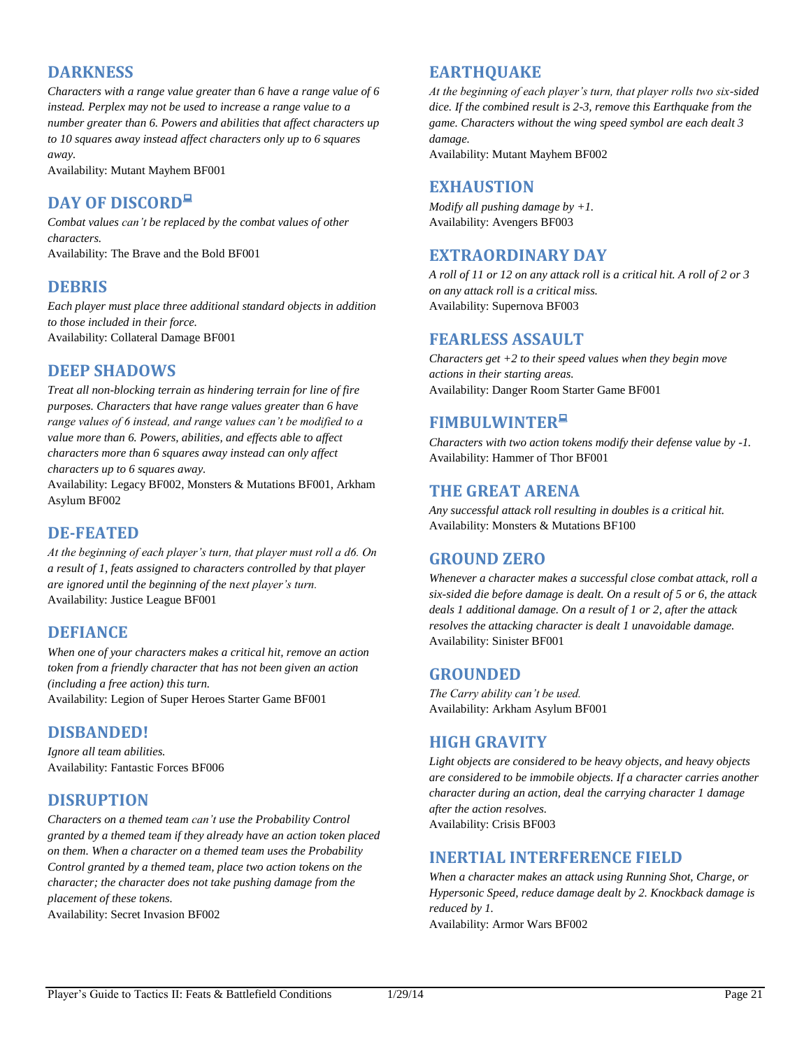## DARKNESS

*Characters with a range value greater than 6 have a range value of 6 instead. Perplex may not be used to increase a range value to a number greater than 6. Powers and abilities that affect characters up to 10 squares away instead affect characters only up to 6 squares away.*

Availability: Mutant Mayhem BF001

## DAY OF DISCORD

*Combat values can't be replaced by the combat values of other characters.*

Availability: The Brave and the Bold BF001

## DEBRIS

*Each player must place three additional standard objects in addition to those included in their force.*

Availability: Collateral Damage BF001

## DEEP SHADOWS

*Treat all non-blocking terrain as hindering terrain for line of fire purposes. Characters that have range values greater than 6 have range values of 6 instead, and range values can't be modified to a value more than 6. Powers, abilities, and effects able to affect characters more than 6 squares away instead can only affect characters up to 6 squares away.*

Availability: Legacy BF002, Monsters & Mutations BF001, Arkham Asylum BF002

## DE-FEATED

*At the beginning of each player's turn, that player must roll a d6. On a result of 1, feats assigned to characters controlled by that player are ignored until the beginning of the next player's turn.*

Availability: Justice League BF001

## DEFIANCE

*When one of your characters makes a critical hit, remove an action token from a friendly character that has not been given an action (including a free action) this turn.*

Availability: Legion of Super Heroes Starter Game BF001

## DISBANDED!

*Ignore all team abilities.*

Availability: Fantastic Forces BF006

## DISRUPTION

*Characters on a themed team can't use the Probability Control granted by a themed team if they already have an action token placed on them. When a character on a themed team uses the Probability Control granted by a themed team, place two action tokens on the character; the character does not take pushing damage from the placement of these tokens.*

Availability: Secret Invasion BF002

## EARTHQUAKE

*At the beginning of each player's turn, that player rolls two six-sided dice. If the combined result is 2-3, remove this Earthquake from the game. Characters without the wing speed symbol are each dealt 3 damage.*

Availability: Mutant Mayhem BF002

## EXHAUSTION

*Modify all pushing damage by +1.*

Availability: Avengers BF003

## EXTRAORDINARY DAY

*A roll of 11 or 12 on any attack roll is a critical hit. A roll of 2 or 3 on any attack roll is a critical miss.*

Availability: Supernova BF003

## FEARLESS ASSAULT

*Characters get +2 to their speed values when they begin move actions in their starting areas.*

Availability: Danger Room Starter Game BF001

## FIMBULWINTER

*Characters with two action tokens modify their defense value by -1.*

Availability: Hammer of Thor BF001

## THE GREAT ARENA

*Any successful attack roll resulting in doubles is a critical hit.*

Availability: Monsters & Mutations BF100

## GROUND ZERO

*Whenever a character makes a successful close combat attack, roll a six-sided die before damage is dealt. On a result of 5 or 6, the attack deals 1 additional damage. On a result of 1 or 2, after the attack resolves the attacking character is dealt 1 unavoidable damage.*

Availability: Sinister BF001

## GROUNDED

*The Carry ability can't be used.*

Availability: Arkham Asylum BF001

## HIGH GRAVITY

*Light objects are considered to be heavy objects, and heavy objects are considered to be immobile objects. If a character carries another character during an action, deal the carrying character 1 damage after the action resolves.*

Availability: Crisis BF003

## INERTIAL INTERFERENCE FIELD

*When a character makes an attack using Running Shot, Charge, or Hypersonic Speed, reduce damage dealt by 2. Knockback damage is reduced by 1.*

Availability: Armor Wars BF002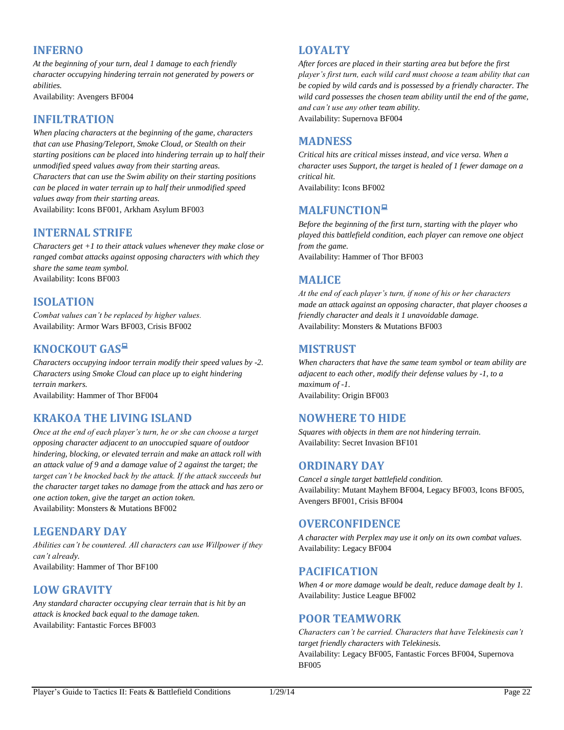## INFERNO

*At the beginning of your turn, deal 1 damage to each friendly character occupying hindering terrain not generated by powers or abilities.*
Availability: Avengers BF004

## INFILTRATION

*When placing characters at the beginning of the game, characters that can use Phasing/Teleport, Smoke Cloud, or Stealth on their starting positions can be placed into hindering terrain up to half their unmodified speed values away from their starting areas. Characters that can use the Swim ability on their starting positions can be placed in water terrain up to half their unmodified speed values away from their starting areas.*
Availability: Icons BF001, Arkham Asylum BF003

## INTERNAL STRIFE

*Characters get +1 to their attack values whenever they make close or ranged combat attacks against opposing characters with which they share the same team symbol.*
Availability: Icons BF003

## ISOLATION

*Combat values can't be replaced by higher values.*
Availability: Armor Wars BF003, Crisis BF002

## KNOCKOUT GAS

*Characters occupying indoor terrain modify their speed values by -2. Characters using Smoke Cloud can place up to eight hindering terrain markers.*
Availability: Hammer of Thor BF004

## KRAKOA THE LIVING ISLAND

*Once at the end of each player's turn, he or she can choose a target opposing character adjacent to an unoccupied square of outdoor hindering, blocking, or elevated terrain and make an attack roll with an attack value of 9 and a damage value of 2 against the target; the target can't be knocked back by the attack. If the attack succeeds but the character target takes no damage from the attack and has zero or one action token, give the target an action token.*
Availability: Monsters & Mutations BF002

## LEGENDARY DAY

*Abilities can't be countered. All characters can use Willpower if they can't already.*
Availability: Hammer of Thor BF100

## LOW GRAVITY

*Any standard character occupying clear terrain that is hit by an attack is knocked back equal to the damage taken.*
Availability: Fantastic Forces BF003

## LOYALTY

*After forces are placed in their starting area but before the first player's first turn, each wild card must choose a team ability that can be copied by wild cards and is possessed by a friendly character. The wild card possesses the chosen team ability until the end of the game, and can't use any other team ability.*
Availability: Supernova BF004

## MADNESS

*Critical hits are critical misses instead, and vice versa. When a character uses Support, the target is healed of 1 fewer damage on a critical hit.*
Availability: Icons BF002

## MALFUNCTION

*Before the beginning of the first turn, starting with the player who played this battlefield condition, each player can remove one object from the game.*
Availability: Hammer of Thor BF003

## MALICE

*At the end of each player's turn, if none of his or her characters made an attack against an opposing character, that player chooses a friendly character and deals it 1 unavoidable damage.*
Availability: Monsters & Mutations BF003

## MISTRUST

*When characters that have the same team symbol or team ability are adjacent to each other, modify their defense values by -1, to a maximum of -1.*
Availability: Origin BF003

## NOWHERE TO HIDE

*Squares with objects in them are not hindering terrain.*
Availability: Secret Invasion BF101

## ORDINARY DAY

*Cancel a single target battlefield condition.*
Availability: Mutant Mayhem BF004, Legacy BF003, Icons BF005, Avengers BF001, Crisis BF004

## OVERCONFIDENCE

*A character with Perplex may use it only on its own combat values.*
Availability: Legacy BF004

## PACIFICATION

*When 4 or more damage would be dealt, reduce damage dealt by 1.*
Availability: Justice League BF002

## POOR TEAMWORK

*Characters can't be carried. Characters that have Telekinesis can't target friendly characters with Telekinesis.*
Availability: Legacy BF005, Fantastic Forces BF004, Supernova BF005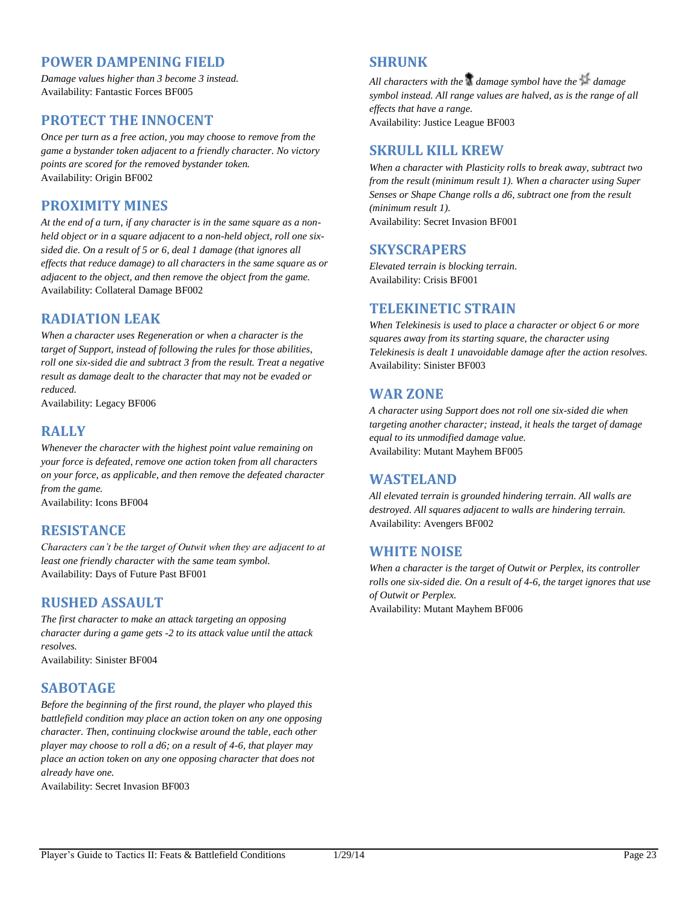## POWER DAMPENING FIELD

*Damage values higher than 3 become 3 instead.*
Availability: Fantastic Forces BF005

## PROTECT THE INNOCENT

*Once per turn as a free action, you may choose to remove from the game a bystander token adjacent to a friendly character. No victory points are scored for the removed bystander token.*
Availability: Origin BF002

## PROXIMITY MINES

*At the end of a turn, if any character is in the same square as a non-held object or in a square adjacent to a non-held object, roll one six-sided die. On a result of 5 or 6, deal 1 damage (that ignores all effects that reduce damage) to all characters in the same square as or adjacent to the object, and then remove the object from the game.*
Availability: Collateral Damage BF002

## RADIATION LEAK

*When a character uses Regeneration or when a character is the target of Support, instead of following the rules for those abilities, roll one six-sided die and subtract 3 from the result. Treat a negative result as damage dealt to the character that may not be evaded or reduced.*
Availability: Legacy BF006

## RALLY

*Whenever the character with the highest point value remaining on your force is defeated, remove one action token from all characters on your force, as applicable, and then remove the defeated character from the game.*
Availability: Icons BF004

## RESISTANCE

*Characters can't be the target of Outwit when they are adjacent to at least one friendly character with the same team symbol.*
Availability: Days of Future Past BF001

## RUSHED ASSAULT

*The first character to make an attack targeting an opposing character during a game gets -2 to its attack value until the attack resolves.*
Availability: Sinister BF004

## SABOTAGE

*Before the beginning of the first round, the player who played this battlefield condition may place an action token on any one opposing character. Then, continuing clockwise around the table, each other player may choose to roll a d6; on a result of 4-6, that player may place an action token on any one opposing character that does not already have one.*
Availability: Secret Invasion BF003

## SHRUNK

*All characters with the damage symbol have the damage symbol instead. All range values are halved, as is the range of all effects that have a range.*
Availability: Justice League BF003

## SKRULL KILL KREW

*When a character with Plasticity rolls to break away, subtract two from the result (minimum result 1). When a character using Super Senses or Shape Change rolls a d6, subtract one from the result (minimum result 1).*
Availability: Secret Invasion BF001

## SKYSCRAPERS

*Elevated terrain is blocking terrain.*
Availability: Crisis BF001

## TELEKINETIC STRAIN

*When Telekinesis is used to place a character or object 6 or more squares away from its starting square, the character using Telekinesis is dealt 1 unavoidable damage after the action resolves.*
Availability: Sinister BF003

## WAR ZONE

*A character using Support does not roll one six-sided die when targeting another character; instead, it heals the target of damage equal to its unmodified damage value.*
Availability: Mutant Mayhem BF005

## WASTELAND

*All elevated terrain is grounded hindering terrain. All walls are destroyed. All squares adjacent to walls are hindering terrain.*
Availability: Avengers BF002

## WHITE NOISE

*When a character is the target of Outwit or Perplex, its controller rolls one six-sided die. On a result of 4-6, the target ignores that use of Outwit or Perplex.*
Availability: Mutant Mayhem BF006